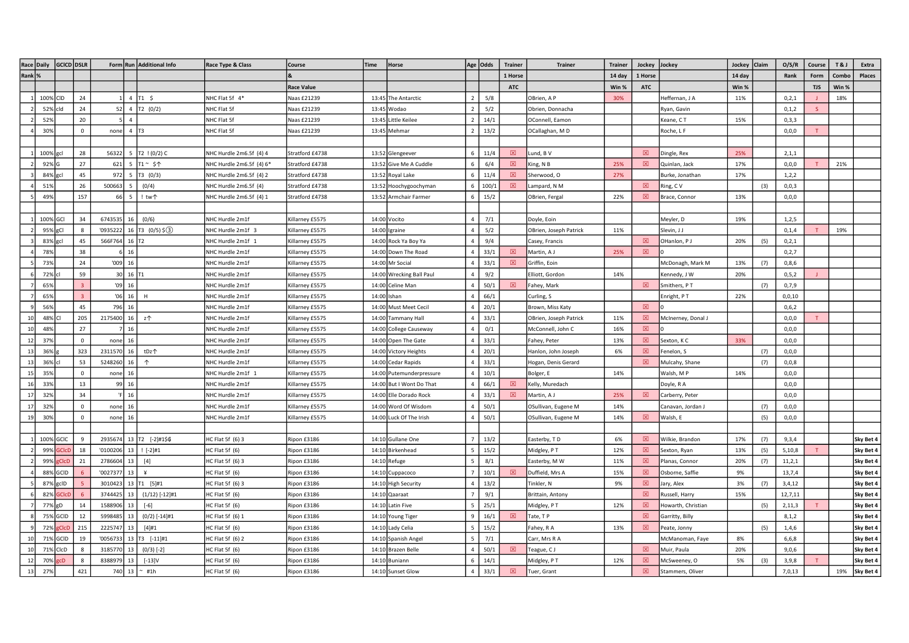| Race | Daily | GClCD | DSLR | Form | Run | Additional Info | Race Type & Class | Course | Time | Horse | Age | Odds | Trainer | Trainer | Trainer | Jockey | Jockey | Jockey | Claim | O/S/R | Course | T & J | Extra |
|---|---|---|---|---|---|---|---|---|---|---|---|---|---|---|---|---|---|---|---|---|---|---|---|
| Rank | % | | | | | | | & | | | | | 1 Horse | | 14 day | 1 Horse | | 14 day | | Rank | Form | Combo | Places |
| | | | | | | | | Race Value | | | | | ATC | | Win % | ATC | | Win % | | | TJS | Win % | |
| 1 | 100% | ClD | 24 | 1 | 4 | T1 $ | NHC Flat 5f 4* | Naas £21239 | 13:45 | The Antarctic | 2 | 5/8 | | OBrien, A P | 30% | | Heffernan, J A | 11% | | 0,2,1 | J | 18% | |
| 2 | 52% | cld | 24 | 52 | 4 | T2 (0/2) | NHC Flat 5f | Naas £21239 | 13:45 | Wodao | 2 | 5/2 | | Obrien, Donnacha | | | Ryan, Gavin | | | 0,1,2 | S | | |
| 2 | 52% | | 20 | 5 | 4 | | NHC Flat 5f | Naas £21239 | 13:45 | Little Keilee | 2 | 14/1 | | OConnell, Eamon | | | Keane, C T | 15% | | 0,3,3 | | | |
| 4 | 30% | | 0 | none | 4 | T3 | NHC Flat 5f | Naas £21239 | 13:45 | Mehmar | 2 | 13/2 | | OCallaghan, M D | | | Roche, L F | | | 0,0,0 | T | | |
| | | | | | | | | | | | | | | | | | | | | | | | |
| 1 | 100% | gcl | 28 | 56322 | 5 | T2 ! (0/2) C | NHC Hurdle 2m6.5f (4) 4 | Stratford £4738 | 13:52 | Glengeever | 6 | 11/4 | ☒ | Lund, B V | | ☒ | Dingle, Rex | 25% | | 2,1,1 | | | |
| 2 | 92% | G | 27 | 621 | 5 | T1 ~ $↑ | NHC Hurdle 2m6.5f (4) 6* | Stratford £4738 | 13:52 | Give Me A Cuddle | 6 | 6/4 | ☒ | King, N B | 25% | ☒ | Quinlan, Jack | 17% | | 0,0,0 | T | 21% | |
| 3 | 84% | gcl | 45 | 972 | 5 | T3 (0/3) | NHC Hurdle 2m6.5f (4) 2 | Stratford £4738 | 13:52 | Royal Lake | 6 | 11/4 | ☒ | Sherwood, O | 27% | | Burke, Jonathan | 17% | | 1,2,2 | | | |
| 4 | 51% | | 26 | 500663 | 5 | (0/4) | NHC Hurdle 2m6.5f (4) | Stratford £4738 | 13:52 | Hoochygoochyman | 6 | 100/1 | ☒ | Lampard, N M | | ☒ | Ring, C V | | (3) | 0,0,3 | | | |
| 5 | 49% | | 157 | 66 | 5 | ! tw↑ | NHC Hurdle 2m6.5f (4) 1 | Stratford £4738 | 13:52 | Armchair Farmer | 6 | 15/2 | | OBrien, Fergal | 22% | ☒ | Brace, Connor | 13% | | 0,0,0 | | | |
| | | | | | | | | | | | | | | | | | | | | | | | |
| 1 | 100% | GCl | 34 | 6743535 | 16 | (0/6) | NHC Hurdle 2m1f | Killarney £5575 | 14:00 | Vocito | 4 | 7/1 | | Doyle, Eoin | | | Meyler, D | 19% | | 1,2,5 | | | |
| 2 | 95% | gCl | 8 | '0935222 | 16 | T3 (0/5) $③ | NHC Hurdle 2m1f 3 | Killarney £5575 | 14:00 | Igraine | 4 | 5/2 | | OBrien, Joseph Patrick | 11% | | Slevin, J J | | | 0,1,4 | T | 19% | |
| 3 | 83% | gcl | 45 | 566F764 | 16 | T2 | NHC Hurdle 2m1f 1 | Killarney £5575 | 14:00 | Rock Ya Boy Ya | 4 | 9/4 | | Casey, Francis | | ☒ | OHanlon, P J | 20% | (5) | 0,2,1 | | | |
| 4 | 78% | | 38 | 6 | 16 | | NHC Hurdle 2m1f | Killarney £5575 | 14:00 | Down The Road | 4 | 33/1 | ☒ | Martin, A J | 25% | ☒ | 0 | | | 0,2,7 | | | |
| 5 | 73% | | 24 | '009 | 16 | | NHC Hurdle 2m1f | Killarney £5575 | 14:00 | Mr Social | 4 | 33/1 | ☒ | Griffin, Eoin | | | McDonagh, Mark M | 13% | (7) | 0,8,6 | | | |
| 6 | 72% | cl | 59 | 30 | 16 | T1 | NHC Hurdle 2m1f | Killarney £5575 | 14:00 | Wrecking Ball Paul | 4 | 9/2 | | Elliott, Gordon | 14% | | Kennedy, J W | 20% | | 0,5,2 | J | | |
| 7 | 65% | | 3 | '09 | 16 | | NHC Hurdle 2m1f | Killarney £5575 | 14:00 | Celine Man | 4 | 50/1 | ☒ | Fahey, Mark | | ☒ | Smithers, P T | | (7) | 0,7,9 | | | |
| 7 | 65% | | 3 | '06 | 16 | H | NHC Hurdle 2m1f | Killarney £5575 | 14:00 | Ishan | 4 | 66/1 | | Curling, S | | | Enright, P T | 22% | | 0,0,10 | | | |
| 9 | 56% | | 45 | 796 | 16 | | NHC Hurdle 2m1f | Killarney £5575 | 14:00 | Must Meet Cecil | 4 | 20/1 | | Brown, Miss Katy | | ☒ | 0 | | | 0,6,2 | | | |
| 10 | 48% | Cl | 205 | 2175400 | 16 | z↑ | NHC Hurdle 2m1f | Killarney £5575 | 14:00 | Tammany Hall | 4 | 33/1 | | OBrien, Joseph Patrick | 11% | ☒ | McInerney, Donal J | | | 0,0,0 | T | | |
| 10 | 48% | | 27 | 7 | 16 | | NHC Hurdle 2m1f | Killarney £5575 | 14:00 | College Causeway | 4 | 0/1 | | McConnell, John C | 16% | ☒ | 0 | | | 0,0,0 | | | |
| 12 | 37% | | 0 | none | 16 | | NHC Hurdle 2m1f | Killarney £5575 | 14:00 | Open The Gate | 4 | 33/1 | | Fahey, Peter | 13% | ☒ | Sexton, K C | 33% | | 0,0,0 | | | |
| 13 | 36% | g | 323 | 2311570 | 16 | tDz↑ | NHC Hurdle 2m1f | Killarney £5575 | 14:00 | Victory Heights | 4 | 20/1 | | Hanlon, John Joseph | 6% | ☒ | Fenelon, S | | (7) | 0,0,0 | | | |
| 13 | 36% | cl | 53 | 5248260 | 16 | ↑ | NHC Hurdle 2m1f | Killarney £5575 | 14:00 | Cedar Rapids | 4 | 33/1 | | Hogan, Denis Gerard | | ☒ | Mulcahy, Shane | | (7) | 0,0,8 | | | |
| 15 | 35% | | 0 | none | 16 | | NHC Hurdle 2m1f 1 | Killarney £5575 | 14:00 | Putemunderpressure | 4 | 10/1 | | Bolger, E | 14% | | Walsh, M P | 14% | | 0,0,0 | | | |
| 16 | 33% | | 13 | 99 | 16 | | NHC Hurdle 2m1f | Killarney £5575 | 14:00 | But I Wont Do That | 4 | 66/1 | ☒ | Kelly, Muredach | | | Doyle, R A | | | 0,0,0 | | | |
| 17 | 32% | | 34 | 'F | 16 | | NHC Hurdle 2m1f | Killarney £5575 | 14:00 | Elle Dorado Rock | 4 | 33/1 | ☒ | Martin, A J | 25% | ☒ | Carberry, Peter | | | 0,0,0 | | | |
| 17 | 32% | | 0 | none | 16 | | NHC Hurdle 2m1f | Killarney £5575 | 14:00 | Word Of Wisdom | 4 | 50/1 | | OSullivan, Eugene M | 14% | | Canavan, Jordan J | | (7) | 0,0,0 | | | |
| 19 | 30% | | 0 | none | 16 | | NHC Hurdle 2m1f | Killarney £5575 | 14:00 | Luck Of The Irish | 4 | 50/1 | | OSullivan, Eugene M | 14% | ☒ | Walsh, E | | (5) | 0,0,0 | | | |
| | | | | | | | | | | | | | | | | | | | | | | | |
| 1 | 100% | GClC | 9 | 2935674 | 13 | T2 [-2]#1$₲ | HC Flat 5f (6) 3 | Ripon £3186 | 14:10 | Gullane One | 7 | 13/2 | | Easterby, T D | 6% | ☒ | Wilkie, Brandon | 17% | (7) | 9,3,4 | | | Sky Bet 4 |
| 2 | 99% | GClcD | 18 | '0100206 | 13 | ! [-2]#1 | HC Flat 5f (6) | Ripon £3186 | 14:10 | Birkenhead | 5 | 15/2 | | Midgley, P T | 12% | ☒ | Sexton, Ryan | 13% | (5) | 5,10,8 | T | | Sky Bet 4 |
| 2 | 99% | gClcD | 21 | 2786604 | 13 | [4] | HC Flat 5f (6) 3 | Ripon £3186 | 14:10 | Refuge | 5 | 8/1 | | Easterby, M W | 11% | ☒ | Planas, Connor | 20% | (7) | 11,2,1 | | | Sky Bet 4 |
| 4 | 88% | GClD | 6 | '0027377 | 13 | ¥ | HC Flat 5f (6) | Ripon £3186 | 14:10 | Cuppacoco | 7 | 10/1 | ☒ | Duffield, Mrs A | 15% | ☒ | Osborne, Saffie | 9% | | 13,7,4 | | | Sky Bet 4 |
| 5 | 87% | gclD | 5 | 3010423 | 13 | T1 [5]#1 | HC Flat 5f (6) 3 | Ripon £3186 | 14:10 | High Security | 4 | 13/2 | | Tinkler, N | 9% | ☒ | Jary, Alex | 3% | (7) | 3,4,12 | | | Sky Bet 4 |
| 6 | 82% | GClcD | 6 | 3744425 | 13 | (1/12) [-12]#1 | HC Flat 5f (6) | Ripon £3186 | 14:10 | Qaaraat | 7 | 9/1 | | Brittain, Antony | | ☒ | Russell, Harry | 15% | | 12,7,11 | | | Sky Bet 4 |
| 7 | 77% | gD | 14 | 1588906 | 13 | [-6] | HC Flat 5f (6) | Ripon £3186 | 14:10 | Latin Five | 5 | 25/1 | | Midgley, P T | 12% | ☒ | Howarth, Christian | | (5) | 2,11,3 | T | | Sky Bet 4 |
| 8 | 75% | GClD | 12 | 5998485 | 13 | (0/2) [-14]#1 | HC Flat 5f (6) 1 | Ripon £3186 | 14:10 | Young Tiger | 9 | 16/1 | ☒ | Tate, T P | | ☒ | Garritty, Billy | | | 8,1,2 | | | Sky Bet 4 |
| 9 | 72% | gClcD | 215 | 2225747 | 13 | [4]#1 | HC Flat 5f (6) | Ripon £3186 | 14:10 | Lady Celia | 5 | 15/2 | | Fahey, R A | 13% | ☒ | Peate, Jonny | | (5) | 1,4,6 | | | Sky Bet 4 |
| 10 | 71% | GClD | 19 | '0056733 | 13 | T3 [-11]#1 | HC Flat 5f (6) 2 | Ripon £3186 | 14:10 | Spanish Angel | 5 | 7/1 | | Carr, Mrs R A | | | McManoman, Faye | 8% | | 6,6,8 | | | Sky Bet 4 |
| 10 | 71% | ClcD | 8 | 3185770 | 13 | (0/3) [-2] | HC Flat 5f (6) | Ripon £3186 | 14:10 | Brazen Belle | 4 | 50/1 | ☒ | Teague, C J | | ☒ | Muir, Paula | 20% | | 9,0,6 | | | Sky Bet 4 |
| 12 | 70% | gcD | 8 | 8388979 | 13 | [-13]V | HC Flat 5f (6) | Ripon £3186 | 14:10 | Buniann | 6 | 14/1 | | Midgley, P T | 12% | ☒ | McSweeney, O | 5% | (3) | 3,9,8 | T | | Sky Bet 4 |
| 13 | 27% | | 421 | 740 | 13 | ~ #1h | HC Flat 5f (6) | Ripon £3186 | 14:10 | Sunset Glow | 4 | 33/1 | ☒ | Tuer, Grant | | ☒ | Stammers, Oliver | | | 7,0,13 | | 19% | Sky Bet 4 |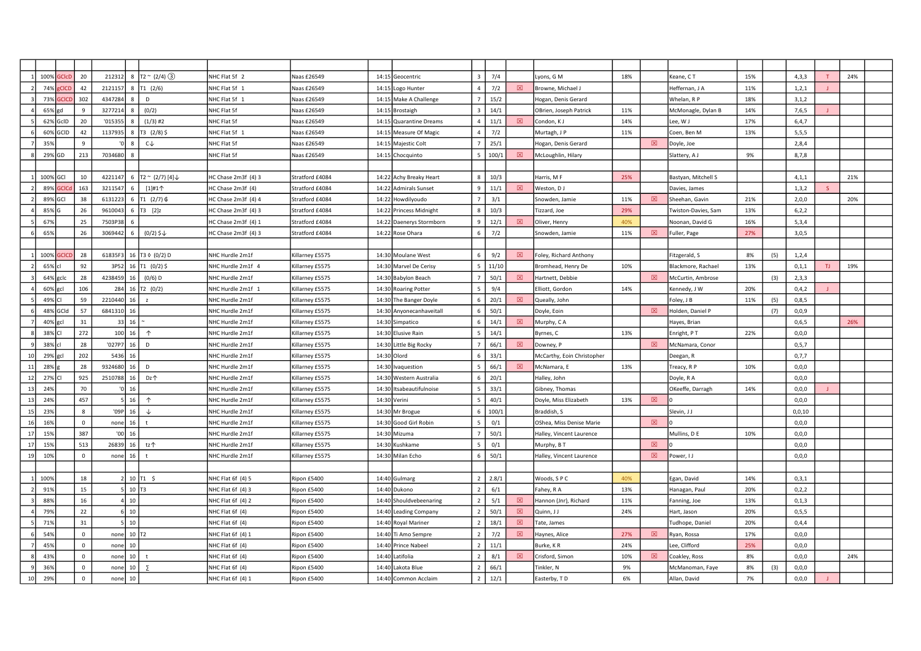| | | | | | | | | | | | | | | | | | | | | | | | |
|---|---|---|---|---|---|---|---|---|---|---|---|---|---|---|---|---|---|---|---|---|---|---|---|
| 1 | 100% | GClcD | 20 | 212312 | 8 | T2 ~ (2/4) ③ | NHC Flat 5f 2 | Naas £26549 | 14:15 | Geocentric | 3 | 7/4 | | Lyons, G M | 18% | | Keane, C T | 15% | | 4,3,3 | T | 24% | |
| 2 | 74% | gClcD | 42 | 2121157 | 8 | T1 (2/6) | NHC Flat 5f 1 | Naas £26549 | 14:15 | Logo Hunter | 4 | 7/2 | ☒ | Browne, Michael J | | | Heffernan, J A | 11% | | 1,2,1 | J | | |
| 3 | 73% | GClCD | 302 | 4347284 | 8 | D | NHC Flat 5f 1 | Naas £26549 | 14:15 | Make A Challenge | 7 | 15/2 | | Hogan, Denis Gerard | | | Whelan, R P | 18% | | 3,1,2 | | | |
| 4 | 65% | gd | 9 | 3277214 | 8 | (0/2) | NHC Flat 5f | Naas £26549 | 14:15 | Brostaigh | 3 | 14/1 | | OBrien, Joseph Patrick | 11% | | McMonagle, Dylan B | 14% | | 7,6,5 | J | | |
| 5 | 62% | GclD | 20 | '015355 | 8 | (1/3) #2 | NHC Flat 5f | Naas £26549 | 14:15 | Quarantine Dreams | 4 | 11/1 | ☒ | Condon, K J | 14% | | Lee, W J | 17% | | 6,4,7 | | | |
| 6 | 60% | GClD | 42 | 1137935 | 8 | T3 (2/8) $ | NHC Flat 5f 1 | Naas £26549 | 14:15 | Measure Of Magic | 4 | 7/2 | | Murtagh, J P | 11% | | Coen, Ben M | 13% | | 5,5,5 | | | |
| 7 | 35% | | 9 | '0 | 8 | C↓ | NHC Flat 5f | Naas £26549 | 14:15 | Majestic Colt | 7 | 25/1 | | Hogan, Denis Gerard | | ☒ | Doyle, Joe | | | 2,8,4 | | | |
| 8 | 29% | GD | 213 | 7034680 | 8 | | NHC Flat 5f | Naas £26549 | 14:15 | Chocquinto | 5 | 100/1 | ☒ | McLoughlin, Hilary | | | Slattery, A J | 9% | | 8,7,8 | | | |
| | | | | | | | | | | | | | | | | | | | | | | | |
| 1 | 100% | GCl | 10 | 4221147 | 6 | T2 ~ (2/7) [4]↓ | HC Chase 2m3f (4) 3 | Stratford £4084 | 14:22 | Achy Breaky Heart | 8 | 10/3 | | Harris, M F | 25% | | Bastyan, Mitchell S | | | 4,1,1 | | 21% | |
| 2 | 89% | GClCd | 163 | 3211547 | 6 | [1]#1↑ | HC Chase 2m3f (4) | Stratford £4084 | 14:22 | Admirals Sunset | 9 | 11/1 | ☒ | Weston, D J | | | Davies, James | | | 1,3,2 | S | | |
| 2 | 89% | GCl | 38 | 6131223 | 6 | T1 (2/7) ₲ | HC Chase 2m3f (4) 4 | Stratford £4084 | 14:22 | Howdilyoudo | 7 | 3/1 | | Snowden, Jamie | 11% | ☒ | Sheehan, Gavin | 21% | | 2,0,0 | | 20% | |
| 4 | 85% | G | 26 | 9610043 | 6 | T3 [2]z | HC Chase 2m3f (4) 3 | Stratford £4084 | 14:22 | Princess Midnight | 8 | 10/3 | | Tizzard, Joe | 29% | | Twiston-Davies, Sam | 13% | | 6,2,2 | | | |
| 5 | 67% | | 25 | 7503P38 | 6 | | HC Chase 2m3f (4) 1 | Stratford £4084 | 14:22 | Daenerys Stormborn | 9 | 12/1 | ☒ | Oliver, Henry | 40% | | Noonan, David G | 16% | | 5,3,4 | | | |
| 6 | 65% | | 26 | 3069442 | 6 | (0/2) $↓ | HC Chase 2m3f (4) 3 | Stratford £4084 | 14:22 | Rose Ohara | 6 | 7/2 | | Snowden, Jamie | 11% | ☒ | Fuller, Page | 27% | | 3,0,5 | | | |
| | | | | | | | | | | | | | | | | | | | | | | | |
| 1 | 100% | GClCD | 28 | 61835F3 | 16 | T3 ◊ (0/2) D | NHC Hurdle 2m1f | Killarney £5575 | 14:30 | Moulane West | 6 | 9/2 | ☒ | Foley, Richard Anthony | | | Fitzgerald, S | 8% | (5) | 1,2,4 | | | |
| 2 | 65% | cl | 92 | 3P52 | 16 | T1 (0/2) $ | NHC Hurdle 2m1f 4 | Killarney £5575 | 14:30 | Marvel De Cerisy | 5 | 11/10 | | Bromhead, Henry De | 10% | | Blackmore, Rachael | 13% | | 0,1,1 | TJ | 19% | |
| 3 | 64% | gclc | 28 | 4238459 | 16 | (0/6) D | NHC Hurdle 2m1f | Killarney £5575 | 14:30 | Babylon Beach | 7 | 50/1 | ☒ | Hartnett, Debbie | | ☒ | McCurtin, Ambrose | | (3) | 2,3,3 | | | |
| 4 | 60% | gcl | 106 | 284 | 16 | T2 (0/2) | NHC Hurdle 2m1f 1 | Killarney £5575 | 14:30 | Roaring Potter | 5 | 9/4 | | Elliott, Gordon | 14% | | Kennedy, J W | 20% | | 0,4,2 | J | | |
| 5 | 49% | Cl | 59 | 2210440 | 16 | z | NHC Hurdle 2m1f | Killarney £5575 | 14:30 | The Banger Doyle | 6 | 20/1 | ☒ | Queally, John | | | Foley, J B | 11% | (5) | 0,8,5 | | | |
| 6 | 48% | GCld | 57 | 6841310 | 16 | | NHC Hurdle 2m1f | Killarney £5575 | 14:30 | Anyonecanhaveitall | 6 | 50/1 | | Doyle, Eoin | | ☒ | Holden, Daniel P | | (7) | 0,0,9 | | | |
| 7 | 40% | gcl | 31 | 33 | 16 | ~ | NHC Hurdle 2m1f | Killarney £5575 | 14:30 | Simpatico | 6 | 14/1 | ☒ | Murphy, C A | | | Hayes, Brian | | | 0,6,5 | | 26% | |
| 8 | 38% | Cl | 272 | 100 | 16 | ↑ | NHC Hurdle 2m1f | Killarney £5575 | 14:30 | Elusive Rain | 5 | 14/1 | | Byrnes, C | 13% | | Enright, P T | 22% | | 0,0,0 | | | |
| 9 | 38% | cl | 28 | '027P7 | 16 | D | NHC Hurdle 2m1f | Killarney £5575 | 14:30 | Little Big Rocky | 7 | 66/1 | ☒ | Downey, P | | ☒ | McNamara, Conor | | | 0,5,7 | | | |
| 10 | 29% | gcl | 202 | 5436 | 16 | | NHC Hurdle 2m1f | Killarney £5575 | 14:30 | Olord | 6 | 33/1 | | McCarthy, Eoin Christopher | | | Deegan, R | | | 0,7,7 | | | |
| 11 | 28% | g | 28 | 9324680 | 16 | D | NHC Hurdle 2m1f | Killarney £5575 | 14:30 | Ivaquestion | 5 | 66/1 | ☒ | McNamara, E | 13% | | Treacy, R P | 10% | | 0,0,0 | | | |
| 12 | 27% | Cl | 925 | 2510788 | 16 | Dz↑ | NHC Hurdle 2m1f | Killarney £5575 | 14:30 | Western Australia | 6 | 20/1 | | Halley, John | | | Doyle, R A | | | 0,0,0 | | | |
| 13 | 24% | | 70 | '0 | 16 | | NHC Hurdle 2m1f | Killarney £5575 | 14:30 | Itsabeautifulnoise | 5 | 33/1 | | Gibney, Thomas | | | OKeeffe, Darragh | 14% | | 0,0,0 | J | | |
| 13 | 24% | | 457 | 5 | 16 | ↑ | NHC Hurdle 2m1f | Killarney £5575 | 14:30 | Verini | 5 | 40/1 | | Doyle, Miss Elizabeth | 13% | ☒ | 0 | | | 0,0,0 | | | |
| 15 | 23% | | 8 | '09P | 16 | ↓ | NHC Hurdle 2m1f | Killarney £5575 | 14:30 | Mr Brogue | 6 | 100/1 | | Braddish, S | | | Slevin, J J | | | 0,0,10 | | | |
| 16 | 16% | | 0 | none | 16 | t | NHC Hurdle 2m1f | Killarney £5575 | 14:30 | Good Girl Robin | 5 | 0/1 | | OShea, Miss Denise Marie | | ☒ | 0 | | | 0,0,0 | | | |
| 17 | 15% | | 387 | '00 | 16 | | NHC Hurdle 2m1f | Killarney £5575 | 14:30 | Mizuma | 7 | 50/1 | | Halley, Vincent Laurence | | | Mullins, D E | 10% | | 0,0,0 | | | |
| 17 | 15% | | 513 | 26839 | 16 | tz↑ | NHC Hurdle 2m1f | Killarney £5575 | 14:30 | Kushkame | 5 | 0/1 | | Murphy, B T | | ☒ | 0 | | | 0,0,0 | | | |
| 19 | 10% | | 0 | none | 16 | t | NHC Hurdle 2m1f | Killarney £5575 | 14:30 | Milan Echo | 6 | 50/1 | | Halley, Vincent Laurence | | ☒ | Power, I J | | | 0,0,0 | | | |
| | | | | | | | | | | | | | | | | | | | | | | | |
| 1 | 100% | | 18 | 2 | 10 | T1 $ | NHC Flat 6f (4) 5 | Ripon £5400 | 14:40 | Gulmarg | 2 | 2.8/1 | | Woods, S P C | 40% | | Egan, David | 14% | | 0,3,1 | | | |
| 2 | 91% | | 15 | 5 | 10 | T3 | NHC Flat 6f (4) 3 | Ripon £5400 | 14:40 | Dukono | 2 | 6/1 | | Fahey, R A | 13% | | Hanagan, Paul | 20% | | 0,2,2 | | | |
| 3 | 88% | | 16 | 4 | 10 | | NHC Flat 6f (4) 2 | Ripon £5400 | 14:40 | Shouldvebeenaring | 2 | 5/1 | ☒ | Hannon (Jnr), Richard | 11% | | Fanning, Joe | 13% | | 0,1,3 | | | |
| 4 | 79% | | 22 | 6 | 10 | | NHC Flat 6f (4) | Ripon £5400 | 14:40 | Leading Company | 2 | 50/1 | ☒ | Quinn, J J | 24% | | Hart, Jason | 20% | | 0,5,5 | | | |
| 5 | 71% | | 31 | 5 | 10 | | NHC Flat 6f (4) | Ripon £5400 | 14:40 | Royal Mariner | 2 | 18/1 | ☒ | Tate, James | | | Tudhope, Daniel | 20% | | 0,4,4 | | | |
| 6 | 54% | | 0 | none | 10 | T2 | NHC Flat 6f (4) 1 | Ripon £5400 | 14:40 | Ti Amo Sempre | 2 | 7/2 | ☒ | Haynes, Alice | 27% | ☒ | Ryan, Rossa | 17% | | 0,0,0 | | | |
| 7 | 45% | | 0 | none | 10 | | NHC Flat 6f (4) | Ripon £5400 | 14:40 | Prince Nabeel | 2 | 11/1 | | Burke, K R | 24% | | Lee, Clifford | 25% | | 0,0,0 | | | |
| 8 | 43% | | 0 | none | 10 | t | NHC Flat 6f (4) | Ripon £5400 | 14:40 | Latifolia | 2 | 8/1 | ☒ | Crisford, Simon | 10% | ☒ | Coakley, Ross | 8% | | 0,0,0 | | 24% | |
| 9 | 36% | | 0 | none | 10 | ∑ | NHC Flat 6f (4) | Ripon £5400 | 14:40 | Lakota Blue | 2 | 66/1 | | Tinkler, N | 9% | | McManoman, Faye | 8% | (3) | 0,0,0 | | | |
| 10 | 29% | | 0 | none | 10 | | NHC Flat 6f (4) 1 | Ripon £5400 | 14:40 | Common Acclaim | 2 | 12/1 | | Easterby, T D | 6% | | Allan, David | 7% | | 0,0,0 | J | | |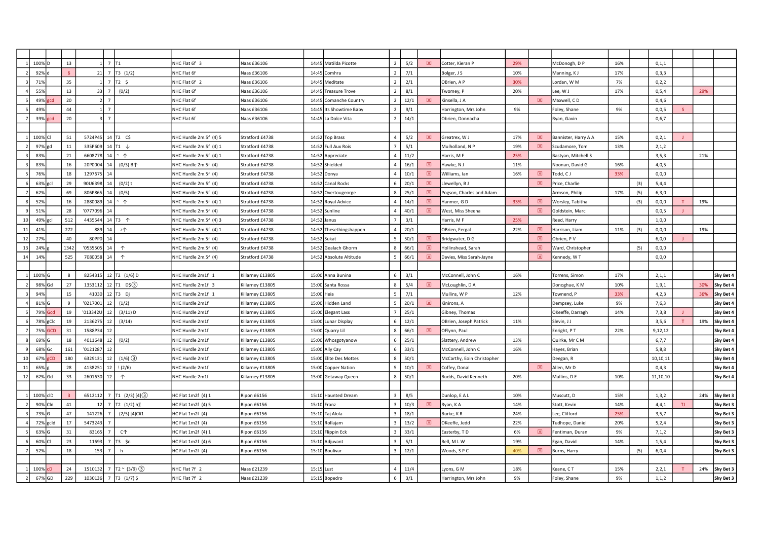| | | | | | | | | | | | | | | | | | | | | | | | |
|---|---|---|---|---|---|---|---|---|---|---|---|---|---|---|---|---|---|---|---|---|---|---|---|
| 1 | 100% | D | 13 | 1 | 7 | T1 | NHC Flat 6f 3 | Naas £36106 | 14:45 | Matilda Picotte | 2 | 5/2 | ☒ | Cotter, Kieran P | 29% | | McDonogh, D P | 16% | | 0,1,1 | | | |
| 2 | 92% | d | 6 | 21 | 7 | T3 (1/2) | NHC Flat 6f | Naas £36106 | 14:45 | Comhra | 2 | 7/1 | | Bolger, J S | 10% | | Manning, K J | 17% | | 0,3,3 | | | |
| 3 | 71% | | 35 | 1 | 7 | T2 $ | NHC Flat 6f 2 | Naas £36106 | 14:45 | Meditate | 2 | 2/1 | | OBrien, A P | 30% | | Lordan, W M | 7% | | 0,2,2 | | | |
| 4 | 55% | | 13 | 33 | 7 | (0/2) | NHC Flat 6f | Naas £36106 | 14:45 | Treasure Trove | 2 | 8/1 | | Twomey, P | 20% | | Lee, W J | 17% | | 0,5,4 | | 29% | |
| 5 | 49% | gcd | 20 | 2 | 7 | | NHC Flat 6f | Naas £36106 | 14:45 | Comanche Country | 2 | 12/1 | ☒ | Kinsella, J A | | ☒ | Maxwell, C D | | | 0,4,6 | | | |
| 5 | 49% | | 44 | 1 | 7 | | NHC Flat 6f | Naas £36106 | 14:45 | Its Showtime Baby | 2 | 9/1 | | Harrington, Mrs John | 9% | | Foley, Shane | 9% | | 0,0,5 | S | | |
| 7 | 39% | gcd | 20 | 3 | 7 | | NHC Flat 6f | Naas £36106 | 14:45 | La Dolce Vita | 2 | 14/1 | | Obrien, Donnacha | | | Ryan, Gavin | | | 0,6,7 | | | |
| | | | | | | | | | | | | | | | | | | | | | | | |
| 1 | 100% | Cl | 51 | 5724P45 | 14 | T2 C$ | NHC Hurdle 2m.5f (4) 5 | Stratford £4738 | 14:52 | Top Brass | 4 | 5/2 | ☒ | Greatrex, W J | 17% | ☒ | Bannister, Harry A A | 15% | | 0,2,1 | J | | |
| 2 | 97% | gd | 11 | 335P609 | 14 | T1 ↓ | NHC Hurdle 2m.5f (4) 1 | Stratford £4738 | 14:52 | Full Aux Rois | 7 | 5/1 | | Mulholland, N P | 19% | ☒ | Scudamore, Tom | 13% | | 2,1,2 | | | |
| 3 | 83% | | 21 | 6608778 | 14 | ~ ↑ | NHC Hurdle 2m.5f (4) 1 | Stratford £4738 | 14:52 | Appreciate | 4 | 11/2 | | Harris, M F | 25% | | Bastyan, Mitchell S | | | 3,5,3 | | 21% | |
| 3 | 83% | | 16 | 20P0004 | 14 | (0/3) B↑ | NHC Hurdle 2m.5f (4) | Stratford £4738 | 14:52 | Shielded | 4 | 16/1 | ☒ | Hawke, N J | 11% | | Noonan, David G | 16% | | 4,0,5 | | | |
| 5 | 76% | | 18 | 1297675 | 14 | | NHC Hurdle 2m.5f (4) | Stratford £4738 | 14:52 | Donya | 4 | 10/1 | ☒ | Williams, Ian | 16% | ☒ | Todd, C J | 33% | | 0,0,0 | | | |
| 6 | 63% | gcl | 29 | 90U6398 | 14 | (0/2) t | NHC Hurdle 2m.5f (4) | Stratford £4738 | 14:52 | Canal Rocks | 6 | 20/1 | ☒ | Llewellyn, B J | | ☒ | Price, Charlie | | (3) | 5,4,4 | | | |
| 7 | 62% | | 69 | 806P865 | 14 | (0/5) | NHC Hurdle 2m.5f (4) | Stratford £4738 | 14:52 | Overtougeorge | 8 | 25/1 | ☒ | Pogson, Charles and Adam | | | Armson, Philip | 17% | (5) | 6,3,0 | | | |
| 8 | 52% | | 16 | 2880089 | 14 | ~ ↑ | NHC Hurdle 2m.5f (4) 1 | Stratford £4738 | 14:52 | Royal Advice | 4 | 14/1 | ☒ | Hanmer, G D | 33% | ☒ | Worsley, Tabitha | | (3) | 0,0,0 | T | 19% | |
| 9 | 51% | | 28 | '0777096 | 14 | | NHC Hurdle 2m.5f (4) | Stratford £4738 | 14:52 | Sunline | 4 | 40/1 | ☒ | West, Miss Sheena | | ☒ | Goldstein, Marc | | | 0,0,5 | J | | |
| 10 | 49% | gcl | 512 | 4435544 | 14 | T3 ↑ | NHC Hurdle 2m.5f (4) 3 | Stratford £4738 | 14:52 | Janus | 7 | 3/1 | | Harris, M F | 25% | | Reed, Harry | | | 1,0,0 | | | |
| 11 | 41% | | 272 | 889 | 14 | z↑ | NHC Hurdle 2m.5f (4) 1 | Stratford £4738 | 14:52 | Thesethingshappen | 4 | 20/1 | | OBrien, Fergal | 22% | ☒ | Harrison, Liam | 11% | (3) | 0,0,0 | | 19% | |
| 12 | 27% | | 40 | 80PP0 | 14 | | NHC Hurdle 2m.5f (4) | Stratford £4738 | 14:52 | Sukat | 5 | 50/1 | ☒ | Bridgwater, D G | | ☒ | Obrien, P V | | | 6,0,0 | J | | |
| 13 | 24% | g | 1342 | '0535505 | 14 | ↑ | NHC Hurdle 2m.5f (4) | Stratford £4738 | 14:52 | Gealach Ghorm | 8 | 66/1 | ☒ | Hollinshead, Sarah | | ☒ | Ward, Christopher | | (5) | 0,0,0 | | | |
| 14 | 14% | | 525 | 7080058 | 14 | ↑ | NHC Hurdle 2m.5f (4) | Stratford £4738 | 14:52 | Absolute Altitude | 5 | 66/1 | ☒ | Davies, Miss Sarah-Jayne | | ☒ | Kennedy, W T | | | 0,0,0 | | | |
| | | | | | | | | | | | | | | | | | | | | | | | |
| 1 | 100% | G | 8 | 8254315 | 12 | T2 (1/6) D | NHC Hurdle 2m1f 1 | Killarney £13805 | 15:00 | Anna Bunina | 6 | 3/1 | | McConnell, John C | 16% | | Torrens, Simon | 17% | | 2,1,1 | | | Sky Bet 4 |
| 2 | 98% | Gd | 27 | 1353112 | 12 | T1 D$③ | NHC Hurdle 2m1f 3 | Killarney £13805 | 15:00 | Santa Rossa | 8 | 5/4 | ☒ | McLoughlin, D A | | | Donoghue, K M | 10% | | 1,9,1 | | 30% | Sky Bet 4 |
| 3 | 94% | | 15 | 41030 | 12 | T3 Dj | NHC Hurdle 2m1f 1 | Killarney £13805 | 15:00 | Heia | 5 | 7/1 | | Mullins, W P | 12% | | Townend, P | 33% | | 4,2,3 | | 36% | Sky Bet 4 |
| 4 | 81% | G | 9 | '0217001 | 12 | (1/2) | NHC Hurdle 2m1f | Killarney £13805 | 15:00 | Hidden Land | 5 | 20/1 | ☒ | Kiniros, A | | | Dempsey, Luke | 9% | | 7,6,3 | | | Sky Bet 4 |
| 5 | 79% | Gcd | 19 | '013342U | 12 | (3/11) D | NHC Hurdle 2m1f | Killarney £13805 | 15:00 | Elegant Lass | 7 | 25/1 | | Gibney, Thomas | | | OKeeffe, Darragh | 14% | | 7,3,8 | J | | Sky Bet 4 |
| 6 | 78% | gClc | 19 | 2136275 | 12 | (3/14) | NHC Hurdle 2m1f | Killarney £13805 | 15:00 | Lunar Display | 6 | 12/1 | | OBrien, Joseph Patrick | 11% | | Slevin, J J | | | 3,5,6 | T | 19% | Sky Bet 4 |
| 7 | 75% | GCD | 31 | 1588P34 | 12 | | NHC Hurdle 2m1f | Killarney £13805 | 15:00 | Quarry Lil | 8 | 66/1 | ☒ | OFlynn, Paul | | | Enright, P T | 22% | | 9,12,12 | | | Sky Bet 4 |
| 8 | 69% | G | 18 | 4011648 | 12 | (0/2) | NHC Hurdle 2m1f | Killarney £13805 | 15:00 | Whosgotyanow | 6 | 25/1 | | Slattery, Andrew | 13% | | Quirke, Mr C M | | | 6,7,7 | | | Sky Bet 4 |
| 9 | 68% | Gc | 161 | '0121287 | 12 | | NHC Hurdle 2m1f | Killarney £13805 | 15:00 | Ally Cay | 6 | 33/1 | | McConnell, John C | 16% | | Hayes, Brian | | | 5,8,8 | | | Sky Bet 4 |
| 10 | 67% | gCD | 180 | 6329131 | 12 | (1/6) ③ | NHC Hurdle 2m1f | Killarney £13805 | 15:00 | Elite Des Mottes | 8 | 50/1 | | McCarthy, Eoin Christopher | | | Deegan, R | | | 10,10,11 | | | Sky Bet 4 |
| 11 | 65% | g | 28 | 4138251 | 12 | ! (2/6) | NHC Hurdle 2m1f | Killarney £13805 | 15:00 | Copper Nation | 5 | 10/1 | ☒ | Coffey, Donal | | ☒ | Allen, Mr D | | | 0,4,3 | | | Sky Bet 4 |
| 12 | 62% | Gd | 33 | 2601630 | 12 | ↑ | NHC Hurdle 2m1f | Killarney £13805 | 15:00 | Getaway Queen | 8 | 50/1 | | Budds, David Kenneth | 20% | | Mullins, D E | 10% | | 11,10,10 | | | Sky Bet 4 |
| | | | | | | | | | | | | | | | | | | | | | | | |
| 1 | 100% | clD | 3 | 6512112 | 7 | T1 (2/3) [4]③ | HC Flat 1m2f (4) 1 | Ripon £6156 | 15:10 | Haunted Dream | 3 | 8/5 | | Dunlop, E A L | 10% | | Muscutt, D | 15% | | 1,3,2 | | 24% | Sky Bet 3 |
| 2 | 90% | Cld | 41 | 12 | 7 | T2 (1/2) h∑ | HC Flat 1m2f (4) 5 | Ripon £6156 | 15:10 | Franz | 3 | 10/3 | ☒ | Ryan, K A | 14% | | Stott, Kevin | 14% | | 4,4,1 | TJ | | Sky Bet 3 |
| 3 | 73% | G | 47 | 141226 | 7 | (2/5) [4]C#1 | HC Flat 1m2f (4) | Ripon £6156 | 15:10 | Taj Alola | 3 | 18/1 | | Burke, K R | 24% | | Lee, Clifford | 25% | | 3,5,7 | | | Sky Bet 3 |
| 4 | 72% | gcld | 17 | 5473243 | 7 | | HC Flat 1m2f (4) | Ripon £6156 | 15:10 | Rollajam | 3 | 13/2 | ☒ | OKeefe, Jedd | 22% | | Tudhope, Daniel | 20% | | 5,2,4 | | | Sky Bet 3 |
| 5 | 63% | G | 31 | 83165 | 7 | C↑ | HC Flat 1m2f (4) 1 | Ripon £6156 | 15:10 | Flippin Eck | 3 | 33/1 | | Easterby, T D | 6% | ☒ | Fentiman, Duran | 9% | | 7,1,2 | | | Sky Bet 3 |
| 6 | 60% | Cl | 23 | 11693 | 7 | T3 $n | HC Flat 1m2f (4) 6 | Ripon £6156 | 15:10 | Adjuvant | 3 | 5/1 | | Bell, M L W | 19% | | Egan, David | 14% | | 1,5,4 | | | Sky Bet 3 |
| 7 | 52% | | 18 | 153 | 7 | h | HC Flat 1m2f (4) | Ripon £6156 | 15:10 | Boulivar | 3 | 12/1 | | Woods, S P C | 40% | ☒ | Burns, Harry | | (5) | 6,0,4 | | | Sky Bet 3 |
| | | | | | | | | | | | | | | | | | | | | | | | |
| 1 | 100% | cD | 24 | 1510132 | 7 | T2 ~ (3/9) ③ | NHC Flat 7f 2 | Naas £21239 | 15:15 | Lust | 4 | 11/4 | | Lyons, G M | 18% | | Keane, C T | 15% | | 2,2,1 | T | 24% | Sky Bet 3 |
| 2 | 67% | GD | 229 | 1030136 | 7 | T3 (1/7) $ | NHC Flat 7f 2 | Naas £21239 | 15:15 | Bopedro | 6 | 3/1 | | Harrington, Mrs John | 9% | | Foley, Shane | 9% | | 1,1,2 | | | Sky Bet 3 |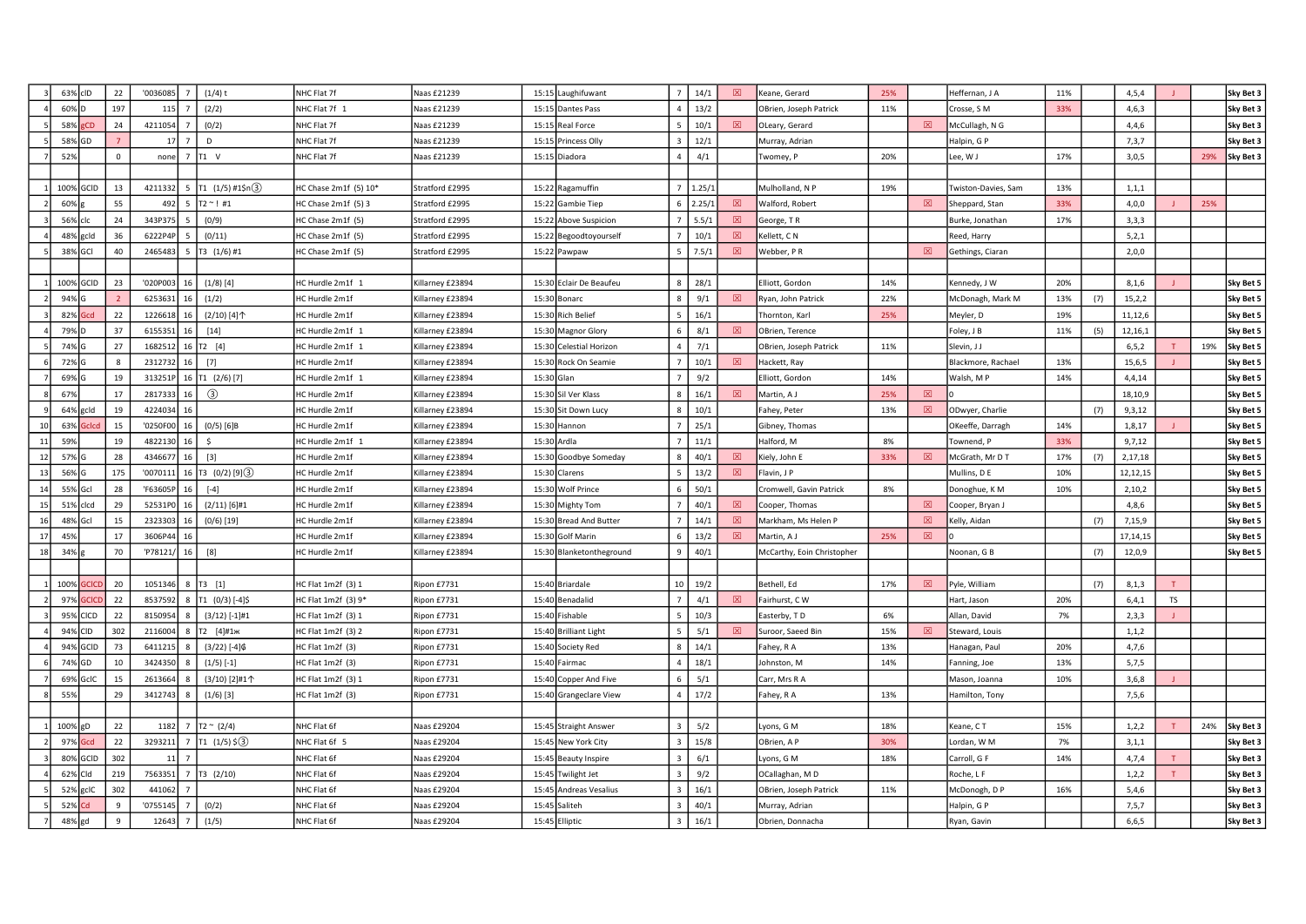| | | | | | | | | | | | | | | | | | | | | | | | |
|---|---|---|---|---|---|---|---|---|---|---|---|---|---|---|---|---|---|---|---|---|---|---|---|
| 3 | 63% | cID | 22 | '0036085 | 7 | (1/4) t | NHC Flat 7f | Naas £21239 | 15:15 | Laughifuwant | 7 | 14/1 | ☒ | Keane, Gerard | 25% | | Heffernan, J A | 11% | | 4,5,4 | J | | Sky Bet 3 |
| 4 | 60% | D | 197 | 115 | 7 | (2/2) | NHC Flat 7f 1 | Naas £21239 | 15:15 | Dantes Pass | 4 | 13/2 | | OBrien, Joseph Patrick | 11% | | Crosse, S M | 33% | | 4,6,3 | | | Sky Bet 3 |
| 5 | 58% | gCD | 24 | 4211054 | 7 | (0/2) | NHC Flat 7f | Naas £21239 | 15:15 | Real Force | 5 | 10/1 | ☒ | OLeary, Gerard | | ☒ | McCullagh, N G | | | 4,4,6 | | | Sky Bet 3 |
| 5 | 58% | GD | 7 | 17 | 7 | D | NHC Flat 7f | Naas £21239 | 15:15 | Princess Olly | 3 | 12/1 | | Murray, Adrian | | | Halpin, G P | | | 7,3,7 | | | Sky Bet 3 |
| 7 | 52% | | 0 | none | 7 | T1 V | NHC Flat 7f | Naas £21239 | 15:15 | Diadora | 4 | 4/1 | | Twomey, P | 20% | | Lee, W J | 17% | | 3,0,5 | | 29% | Sky Bet 3 |
| | | | | | | | | | | | | | | | | | | | | | | | |
| 1 | 100% | GCID | 13 | 4211332 | 5 | T1 (1/5) #1$n③ | HC Chase 2m1f (5) 10* | Stratford £2995 | 15:22 | Ragamuffin | 7 | 1.25/1 | | Mulholland, N P | 19% | | Twiston-Davies, Sam | 13% | | 1,1,1 | | | |
| 2 | 60% | g | 55 | 492 | 5 | T2 ~ ! #1 | HC Chase 2m1f (5) 3 | Stratford £2995 | 15:22 | Gambie Tiep | 6 | 2.25/1 | ☒ | Walford, Robert | | ☒ | Sheppard, Stan | 33% | | 4,0,0 | J | 25% | |
| 3 | 56% | clc | 24 | 343P375 | 5 | (0/9) | HC Chase 2m1f (5) | Stratford £2995 | 15:22 | Above Suspicion | 7 | 5.5/1 | ☒ | George, T R | | | Burke, Jonathan | 17% | | 3,3,3 | | | |
| 4 | 48% | gcld | 36 | 6222P4P | 5 | (0/11) | HC Chase 2m1f (5) | Stratford £2995 | 15:22 | Begoodtoyourself | 7 | 10/1 | ☒ | Kellett, C N | | | Reed, Harry | | | 5,2,1 | | | |
| 5 | 38% | GCl | 40 | 2465483 | 5 | T3 (1/6) #1 | HC Chase 2m1f (5) | Stratford £2995 | 15:22 | Pawpaw | 5 | 7.5/1 | ☒ | Webber, P R | | ☒ | Gethings, Ciaran | | | 2,0,0 | | | |
| | | | | | | | | | | | | | | | | | | | | | | | |
| 1 | 100% | GCID | 23 | '020P003 | 16 | (1/8) [4] | HC Hurdle 2m1f 1 | Killarney £23894 | 15:30 | Eclair De Beaufeu | 8 | 28/1 | | Elliott, Gordon | 14% | | Kennedy, J W | 20% | | 8,1,6 | J | | Sky Bet 5 |
| 2 | 94% | G | 2 | 6253631 | 16 | (1/2) | HC Hurdle 2m1f | Killarney £23894 | 15:30 | Bonarc | 8 | 9/1 | ☒ | Ryan, John Patrick | 22% | | McDonagh, Mark M | 13% | (7) | 15,2,2 | | | Sky Bet 5 |
| 3 | 82% | Gcd | 22 | 1226618 | 16 | (2/10) [4]↑ | HC Hurdle 2m1f | Killarney £23894 | 15:30 | Rich Belief | 5 | 16/1 | | Thornton, Karl | 25% | | Meyler, D | 19% | | 11,12,6 | | | Sky Bet 5 |
| 4 | 79% | D | 37 | 6155351 | 16 | [14] | HC Hurdle 2m1f 1 | Killarney £23894 | 15:30 | Magnor Glory | 6 | 8/1 | ☒ | OBrien, Terence | | | Foley, J B | 11% | (5) | 12,16,1 | | | Sky Bet 5 |
| 5 | 74% | G | 27 | 1682512 | 16 | T2 [4] | HC Hurdle 2m1f 1 | Killarney £23894 | 15:30 | Celestial Horizon | 4 | 7/1 | | OBrien, Joseph Patrick | 11% | | Slevin, J J | | | 6,5,2 | T | 19% | Sky Bet 5 |
| 6 | 72% | G | 8 | 2312732 | 16 | [7] | HC Hurdle 2m1f | Killarney £23894 | 15:30 | Rock On Seamie | 7 | 10/1 | ☒ | Hackett, Ray | | | Blackmore, Rachael | 13% | | 15,6,5 | J | | Sky Bet 5 |
| 7 | 69% | G | 19 | 313251P | 16 | T1 (2/6) [7] | HC Hurdle 2m1f 1 | Killarney £23894 | 15:30 | Glan | 7 | 9/2 | | Elliott, Gordon | 14% | | Walsh, M P | 14% | | 4,4,14 | | | Sky Bet 5 |
| 8 | 67% | | 17 | 2817333 | 16 | ③ | HC Hurdle 2m1f | Killarney £23894 | 15:30 | Sil Ver Klass | 8 | 16/1 | ☒ | Martin, A J | 25% | ☒ | 0 | | | 18,10,9 | | | Sky Bet 5 |
| 9 | 64% | gcld | 19 | 4224034 | 16 | | HC Hurdle 2m1f | Killarney £23894 | 15:30 | Sit Down Lucy | 8 | 10/1 | | Fahey, Peter | 13% | ☒ | ODwyer, Charlie | | (7) | 9,3,12 | | | Sky Bet 5 |
| 10 | 63% | Gclcd | 15 | '0250F00 | 16 | (0/5) [6]B | HC Hurdle 2m1f | Killarney £23894 | 15:30 | Hannon | 7 | 25/1 | | Gibney, Thomas | | | OKeeffe, Darragh | 14% | | 1,8,17 | J | | Sky Bet 5 |
| 11 | 59% | | 19 | 4822130 | 16 | $ | HC Hurdle 2m1f 1 | Killarney £23894 | 15:30 | Ardla | 7 | 11/1 | | Halford, M | 8% | | Townend, P | 33% | | 9,7,12 | | | Sky Bet 5 |
| 12 | 57% | G | 28 | 4346677 | 16 | [3] | HC Hurdle 2m1f | Killarney £23894 | 15:30 | Goodbye Someday | 8 | 40/1 | ☒ | Kiely, John E | 33% | ☒ | McGrath, Mr D T | 17% | (7) | 2,17,18 | | | Sky Bet 5 |
| 13 | 56% | G | 175 | '0070111 | 16 | T3 (0/2) [9]③ | HC Hurdle 2m1f | Killarney £23894 | 15:30 | Clarens | 5 | 13/2 | ☒ | Flavin, J P | | | Mullins, D E | 10% | | 12,12,15 | | | Sky Bet 5 |
| 14 | 55% | Gcl | 28 | 'F63605P | 16 | [-4] | HC Hurdle 2m1f | Killarney £23894 | 15:30 | Wolf Prince | 6 | 50/1 | | Cromwell, Gavin Patrick | 8% | | Donoghue, K M | 10% | | 2,10,2 | | | Sky Bet 5 |
| 15 | 51% | clcd | 29 | 52531P0 | 16 | (2/11) [6]#1 | HC Hurdle 2m1f | Killarney £23894 | 15:30 | Mighty Tom | 7 | 40/1 | ☒ | Cooper, Thomas | | ☒ | Cooper, Bryan J | | | 4,8,6 | | | Sky Bet 5 |
| 16 | 48% | Gcl | 15 | 2323303 | 16 | (0/6) [19] | HC Hurdle 2m1f | Killarney £23894 | 15:30 | Bread And Butter | 7 | 14/1 | ☒ | Markham, Ms Helen P | | ☒ | Kelly, Aidan | | (7) | 7,15,9 | | | Sky Bet 5 |
| 17 | 45% | | 17 | 3606P44 | 16 | | HC Hurdle 2m1f | Killarney £23894 | 15:30 | Golf Marin | 6 | 13/2 | ☒ | Martin, A J | 25% | ☒ | 0 | | | 17,14,15 | | | Sky Bet 5 |
| 18 | 34% | g | 70 | 'P78121/ | 16 | [8] | HC Hurdle 2m1f | Killarney £23894 | 15:30 | Blanketontheground | 9 | 40/1 | | McCarthy, Eoin Christopher | | | Noonan, G B | | (7) | 12,0,9 | | | Sky Bet 5 |
| | | | | | | | | | | | | | | | | | | | | | | | |
| 1 | 100% | GCICD | 20 | 1051346 | 8 | T3 [1] | HC Flat 1m2f (3) 1 | Ripon £7731 | 15:40 | Briardale | 10 | 19/2 | | Bethell, Ed | 17% | ☒ | Pyle, William | | (7) | 8,1,3 | T | | |
| 2 | 97% | GCICD | 22 | 8537592 | 8 | T1 (0/3) [-4]$ | HC Flat 1m2f (3) 9* | Ripon £7731 | 15:40 | Benadalid | 7 | 4/1 | ☒ | Fairhurst, C W | | | Hart, Jason | 20% | | 6,4,1 | TS | | |
| 3 | 95% | CICD | 22 | 8150954 | 8 | (3/12) [-1]#1 | HC Flat 1m2f (3) 1 | Ripon £7731 | 15:40 | Fishable | 5 | 10/3 | | Easterby, T D | 6% | | Allan, David | 7% | | 2,3,3 | J | | |
| 4 | 94% | CID | 302 | 2116004 | 8 | T2 [4]#1ж | HC Flat 1m2f (3) 2 | Ripon £7731 | 15:40 | Brilliant Light | 5 | 5/1 | ☒ | Suroor, Saeed Bin | 15% | ☒ | Steward, Louis | | | 1,1,2 | | | |
| 4 | 94% | GCID | 73 | 6411215 | 8 | (3/22) [-4]₲ | HC Flat 1m2f (3) | Ripon £7731 | 15:40 | Society Red | 8 | 14/1 | | Fahey, R A | 13% | | Hanagan, Paul | 20% | | 4,7,6 | | | |
| 6 | 74% | GD | 10 | 3424350 | 8 | (1/5) [-1] | HC Flat 1m2f (3) | Ripon £7731 | 15:40 | Fairmac | 4 | 18/1 | | Johnston, M | 14% | | Fanning, Joe | 13% | | 5,7,5 | | | |
| 7 | 69% | GclC | 15 | 2613664 | 8 | (3/10) [2]#1↑ | HC Flat 1m2f (3) 1 | Ripon £7731 | 15:40 | Copper And Five | 6 | 5/1 | | Carr, Mrs R A | | | Mason, Joanna | 10% | | 3,6,8 | J | | |
| 8 | 55% | | 29 | 3412743 | 8 | (1/6) [3] | HC Flat 1m2f (3) | Ripon £7731 | 15:40 | Grangeclare View | 4 | 17/2 | | Fahey, R A | 13% | | Hamilton, Tony | | | 7,5,6 | | | |
| | | | | | | | | | | | | | | | | | | | | | | | |
| 1 | 100% | gD | 22 | 1182 | 7 | T2 ~ (2/4) | NHC Flat 6f | Naas £29204 | 15:45 | Straight Answer | 3 | 5/2 | | Lyons, G M | 18% | | Keane, C T | 15% | | 1,2,2 | T | 24% | Sky Bet 3 |
| 2 | 97% | Gcd | 22 | 3293211 | 7 | T1 (1/5) $③ | NHC Flat 6f 5 | Naas £29204 | 15:45 | New York City | 3 | 15/8 | | OBrien, A P | 30% | | Lordan, W M | 7% | | 3,1,1 | | | Sky Bet 3 |
| 3 | 80% | GCID | 302 | 11 | 7 | | NHC Flat 6f | Naas £29204 | 15:45 | Beauty Inspire | 3 | 6/1 | | Lyons, G M | 18% | | Carroll, G F | 14% | | 4,7,4 | T | | Sky Bet 3 |
| 4 | 62% | Cld | 219 | 7563351 | 7 | T3 (2/10) | NHC Flat 6f | Naas £29204 | 15:45 | Twilight Jet | 3 | 9/2 | | OCallaghan, M D | | | Roche, L F | | | 1,2,2 | T | | Sky Bet 3 |
| 5 | 52% | gclC | 302 | 441062 | 7 | | NHC Flat 6f | Naas £29204 | 15:45 | Andreas Vesalius | 3 | 16/1 | | OBrien, Joseph Patrick | 11% | | McDonogh, D P | 16% | | 5,4,6 | | | Sky Bet 3 |
| 5 | 52% | Cd | 9 | '0755145 | 7 | (0/2) | NHC Flat 6f | Naas £29204 | 15:45 | Saliteh | 3 | 40/1 | | Murray, Adrian | | | Halpin, G P | | | 7,5,7 | | | Sky Bet 3 |
| 7 | 48% | gd | 9 | 12643 | 7 | (1/5) | NHC Flat 6f | Naas £29204 | 15:45 | Elliptic | 3 | 16/1 | | Obrien, Donnacha | | | Ryan, Gavin | | | 6,6,5 | | | Sky Bet 3 |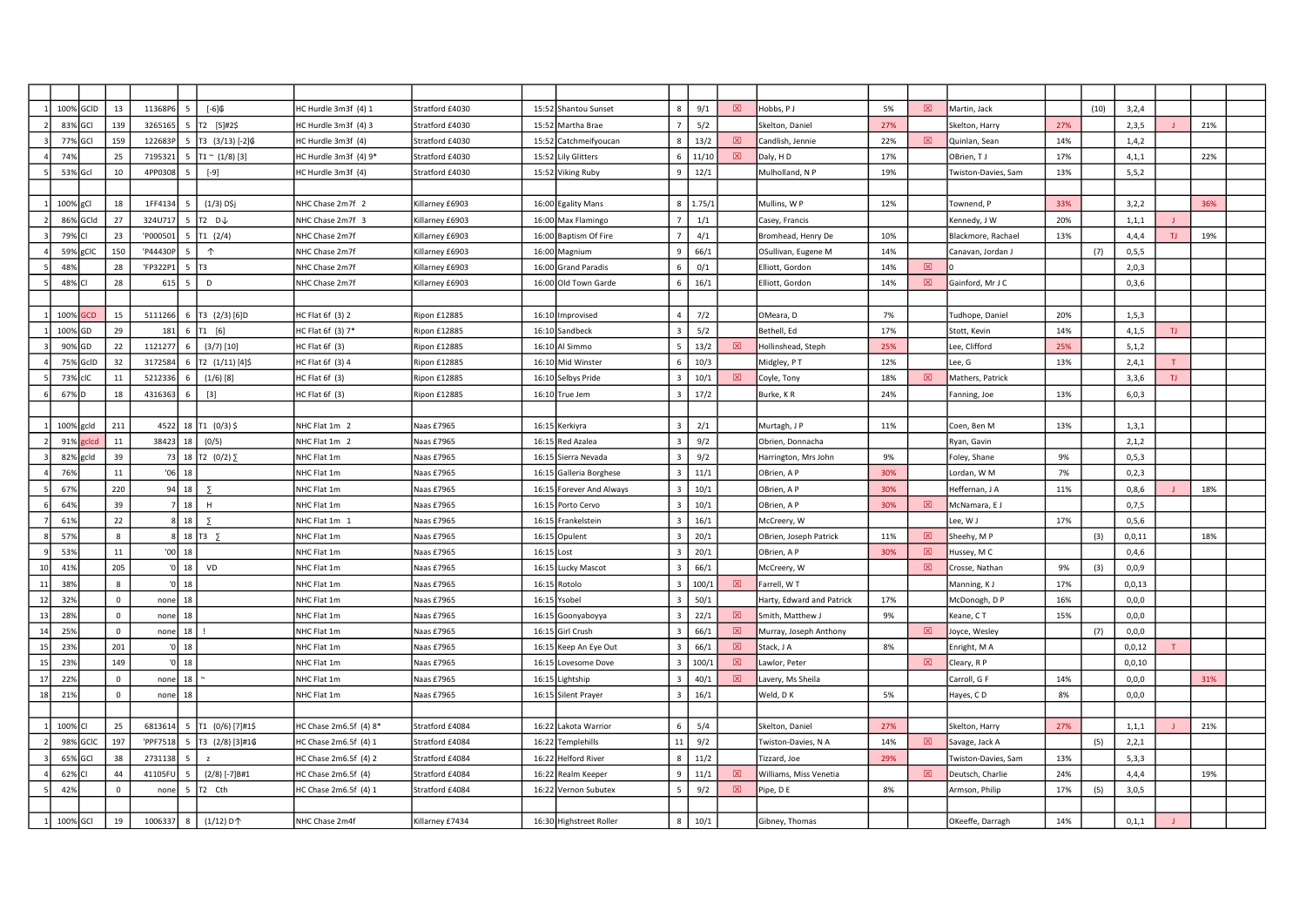| | | | | | | | | | | | | | | | | | | | | | |
|---|---|---|---|---|---|---|---|---|---|---|---|---|---|---|---|---|---|---|---|---|---|
| 1 | 100% | GCID | 13 | 11368P6 | 5 | [-6]₲ | HC Hurdle 3m3f (4) 1 | Stratford £4030 | 15:52 | Shantou Sunset | 8 | 9/1 | ☒ | Hobbs, P J | 5% | ☒ | Martin, Jack | | (10) | 3,2,4 | | |
| 2 | 83% | GCl | 139 | 3265165 | 5 | T2 [5]#2$ | HC Hurdle 3m3f (4) 3 | Stratford £4030 | 15:52 | Martha Brae | 7 | 5/2 | | Skelton, Daniel | 27% | | Skelton, Harry | 27% | | 2,3,5 | J | 21% |
| 3 | 77% | GCl | 159 | 122683P | 5 | T3 (3/13) [-2]₲ | HC Hurdle 3m3f (4) | Stratford £4030 | 15:52 | Catchmeifyoucan | 8 | 13/2 | ☒ | Candlish, Jennie | 22% | ☒ | Quinlan, Sean | 14% | | 1,4,2 | | |
| 4 | 74% | | 25 | 7195321 | 5 | T1 ~ (1/8) [3] | HC Hurdle 3m3f (4) 9* | Stratford £4030 | 15:52 | Lily Glitters | 6 | 11/10 | ☒ | Daly, H D | 17% | | OBrien, T J | 17% | | 4,1,1 | | 22% |
| 5 | 53% | Gcl | 10 | 4PP0308 | 5 | [-9] | HC Hurdle 3m3f (4) | Stratford £4030 | 15:52 | Viking Ruby | 9 | 12/1 | | Mulholland, N P | 19% | | Twiston-Davies, Sam | 13% | | 5,5,2 | | |
| | | | | | | | | | | | | | | | | | | | | | | |
| 1 | 100% | gCl | 18 | 1FF4134 | 5 | (1/3) D$j | NHC Chase 2m7f 2 | Killarney £6903 | 16:00 | Egality Mans | 8 | 1.75/1 | | Mullins, W P | 12% | | Townend, P | 33% | | 3,2,2 | | 36% |
| 2 | 86% | GCld | 27 | 324U717 | 5 | T2 D↓ | NHC Chase 2m7f 3 | Killarney £6903 | 16:00 | Max Flamingo | 7 | 1/1 | | Casey, Francis | | | Kennedy, J W | 20% | | 1,1,1 | J | |
| 3 | 79% | Cl | 23 | 'P000501 | 5 | T1 (2/4) | NHC Chase 2m7f | Killarney £6903 | 16:00 | Baptism Of Fire | 7 | 4/1 | | Bromhead, Henry De | 10% | | Blackmore, Rachael | 13% | | 4,4,4 | TJ | 19% |
| 4 | 59% | gClC | 150 | 'P44430P | 5 | ↑ | NHC Chase 2m7f | Killarney £6903 | 16:00 | Magnium | 9 | 66/1 | | OSullivan, Eugene M | 14% | | Canavan, Jordan J | | (7) | 0,5,5 | | |
| 5 | 48% | | 28 | 'FP322P1 | 5 | T3 | NHC Chase 2m7f | Killarney £6903 | 16:00 | Grand Paradis | 6 | 0/1 | | Elliott, Gordon | 14% | ☒ | 0 | | | 2,0,3 | | |
| 5 | 48% | Cl | 28 | 615 | 5 | D | NHC Chase 2m7f | Killarney £6903 | 16:00 | Old Town Garde | 6 | 16/1 | | Elliott, Gordon | 14% | ☒ | Gainford, Mr J C | | | 0,3,6 | | |
| | | | | | | | | | | | | | | | | | | | | | | |
| 1 | 100% | GCD | 15 | 5111266 | 6 | T3 (2/3) [6]D | HC Flat 6f (3) 2 | Ripon £12885 | 16:10 | Improvised | 4 | 7/2 | | OMeara, D | 7% | | Tudhope, Daniel | 20% | | 1,5,3 | | |
| 1 | 100% | GD | 29 | 181 | 6 | T1 [6] | HC Flat 6f (3) 7* | Ripon £12885 | 16:10 | Sandbeck | 3 | 5/2 | | Bethell, Ed | 17% | | Stott, Kevin | 14% | | 4,1,5 | TJ | |
| 3 | 90% | GD | 22 | 1121277 | 6 | (3/7) [10] | HC Flat 6f (3) | Ripon £12885 | 16:10 | Al Simmo | 5 | 13/2 | ☒ | Hollinshead, Steph | 25% | | Lee, Clifford | 25% | | 5,1,2 | | |
| 4 | 75% | GclD | 32 | 3172584 | 6 | T2 (1/11) [4]$ | HC Flat 6f (3) 4 | Ripon £12885 | 16:10 | Mid Winster | 6 | 10/3 | | Midgley, P T | 12% | | Lee, G | 13% | | 2,4,1 | T | |
| 5 | 73% | clC | 11 | 5212336 | 6 | (1/6) [8] | HC Flat 6f (3) | Ripon £12885 | 16:10 | Selbys Pride | 3 | 10/1 | ☒ | Coyle, Tony | 18% | ☒ | Mathers, Patrick | | | 3,3,6 | TJ | |
| 6 | 67% | D | 18 | 4316363 | 6 | [3] | HC Flat 6f (3) | Ripon £12885 | 16:10 | True Jem | 3 | 17/2 | | Burke, K R | 24% | | Fanning, Joe | 13% | | 6,0,3 | | |
| | | | | | | | | | | | | | | | | | | | | | | |
| 1 | 100% | gcld | 211 | 4522 | 18 | T1 (0/3) $ | NHC Flat 1m 2 | Naas £7965 | 16:15 | Kerkiyra | 3 | 2/1 | | Murtagh, J P | 11% | | Coen, Ben M | 13% | | 1,3,1 | | |
| 2 | 91% | gclcd | 11 | 38423 | 18 | (0/5) | NHC Flat 1m 2 | Naas £7965 | 16:15 | Red Azalea | 3 | 9/2 | | Obrien, Donnacha | | | Ryan, Gavin | | | 2,1,2 | | |
| 3 | 82% | gcld | 39 | 73 | 18 | T2 (0/2) ∑ | NHC Flat 1m | Naas £7965 | 16:15 | Sierra Nevada | 3 | 9/2 | | Harrington, Mrs John | 9% | | Foley, Shane | 9% | | 0,5,3 | | |
| 4 | 76% | | 11 | '06 | 18 | | NHC Flat 1m | Naas £7965 | 16:15 | Galleria Borghese | 3 | 11/1 | | OBrien, A P | 30% | | Lordan, W M | 7% | | 0,2,3 | | |
| 5 | 67% | | 220 | 94 | 18 | ∑ | NHC Flat 1m | Naas £7965 | 16:15 | Forever And Always | 3 | 10/1 | | OBrien, A P | 30% | | Heffernan, J A | 11% | | 0,8,6 | J | 18% |
| 6 | 64% | | 39 | 7 | 18 | H | NHC Flat 1m | Naas £7965 | 16:15 | Porto Cervo | 3 | 10/1 | | OBrien, A P | 30% | ☒ | McNamara, E J | | | 0,7,5 | | |
| 7 | 61% | | 22 | 8 | 18 | ∑ | NHC Flat 1m 1 | Naas £7965 | 16:15 | Frankelstein | 3 | 16/1 | | McCreery, W | | | Lee, W J | 17% | | 0,5,6 | | |
| 8 | 57% | | 8 | 8 | 18 | T3 ∑ | NHC Flat 1m | Naas £7965 | 16:15 | Opulent | 3 | 20/1 | | OBrien, Joseph Patrick | 11% | ☒ | Sheehy, M P | | (3) | 0,0,11 | | 18% |
| 9 | 53% | | 11 | '00 | 18 | | NHC Flat 1m | Naas £7965 | 16:15 | Lost | 3 | 20/1 | | OBrien, A P | 30% | ☒ | Hussey, M C | | | 0,4,6 | | |
| 10 | 41% | | 205 | '0 | 18 | VD | NHC Flat 1m | Naas £7965 | 16:15 | Lucky Mascot | 3 | 66/1 | | McCreery, W | | ☒ | Crosse, Nathan | 9% | (3) | 0,0,9 | | |
| 11 | 38% | | 8 | '0 | 18 | | NHC Flat 1m | Naas £7965 | 16:15 | Rotolo | 3 | 100/1 | ☒ | Farrell, W T | | | Manning, K J | 17% | | 0,0,13 | | |
| 12 | 32% | | 0 | none | 18 | | NHC Flat 1m | Naas £7965 | 16:15 | Ysobel | 3 | 50/1 | | Harty, Edward and Patrick | 17% | | McDonogh, D P | 16% | | 0,0,0 | | |
| 13 | 28% | | 0 | none | 18 | | NHC Flat 1m | Naas £7965 | 16:15 | Goonyaboyya | 3 | 22/1 | ☒ | Smith, Matthew J | 9% | | Keane, C T | 15% | | 0,0,0 | | |
| 14 | 25% | | 0 | none | 18 | ! | NHC Flat 1m | Naas £7965 | 16:15 | Girl Crush | 3 | 66/1 | ☒ | Murray, Joseph Anthony | | ☒ | Joyce, Wesley | | (7) | 0,0,0 | | |
| 15 | 23% | | 201 | '0 | 18 | | NHC Flat 1m | Naas £7965 | 16:15 | Keep An Eye Out | 3 | 66/1 | ☒ | Stack, J A | 8% | | Enright, M A | | | 0,0,12 | T | |
| 15 | 23% | | 149 | '0 | 18 | | NHC Flat 1m | Naas £7965 | 16:15 | Lovesome Dove | 3 | 100/1 | ☒ | Lawlor, Peter | | ☒ | Cleary, R P | | | 0,0,10 | | |
| 17 | 22% | | 0 | none | 18 | ~ | NHC Flat 1m | Naas £7965 | 16:15 | Lightship | 3 | 40/1 | ☒ | Lavery, Ms Sheila | | | Carroll, G F | 14% | | 0,0,0 | | 31% |
| 18 | 21% | | 0 | none | 18 | | NHC Flat 1m | Naas £7965 | 16:15 | Silent Prayer | 3 | 16/1 | | Weld, D K | 5% | | Hayes, C D | 8% | | 0,0,0 | | |
| | | | | | | | | | | | | | | | | | | | | | | |
| 1 | 100% | Cl | 25 | 6813614 | 5 | T1 (0/6) [7]#1$ | HC Chase 2m6.5f (4) 8* | Stratford £4084 | 16:22 | Lakota Warrior | 6 | 5/4 | | Skelton, Daniel | 27% | | Skelton, Harry | 27% | | 1,1,1 | J | 21% |
| 2 | 98% | GClC | 197 | 'PPF7518 | 5 | T3 (2/8) [3]#1₲ | HC Chase 2m6.5f (4) 1 | Stratford £4084 | 16:22 | Templehills | 11 | 9/2 | | Twiston-Davies, N A | 14% | ☒ | Savage, Jack A | | (5) | 2,2,1 | | |
| 3 | 65% | GCl | 38 | 2731138 | 5 | z | HC Chase 2m6.5f (4) 2 | Stratford £4084 | 16:22 | Helford River | 8 | 11/2 | | Tizzard, Joe | 29% | | Twiston-Davies, Sam | 13% | | 5,3,3 | | |
| 4 | 62% | Cl | 44 | 41105FU | 5 | (2/8) [-7]B#1 | HC Chase 2m6.5f (4) | Stratford £4084 | 16:22 | Realm Keeper | 9 | 11/1 | ☒ | Williams, Miss Venetia | | ☒ | Deutsch, Charlie | 24% | | 4,4,4 | | 19% |
| 5 | 42% | | 0 | none | 5 | T2 Cth | HC Chase 2m6.5f (4) 1 | Stratford £4084 | 16:22 | Vernon Subutex | 5 | 9/2 | ☒ | Pipe, D E | 8% | | Armson, Philip | 17% | (5) | 3,0,5 | | |
| | | | | | | | | | | | | | | | | | | | | | | |
| 1 | 100% | GCl | 19 | 1006337 | 8 | (1/12) D↑ | NHC Chase 2m4f | Killarney £7434 | 16:30 | Highstreet Roller | 8 | 10/1 | | Gibney, Thomas | | | OKeeffe, Darragh | 14% | | 0,1,1 | J | |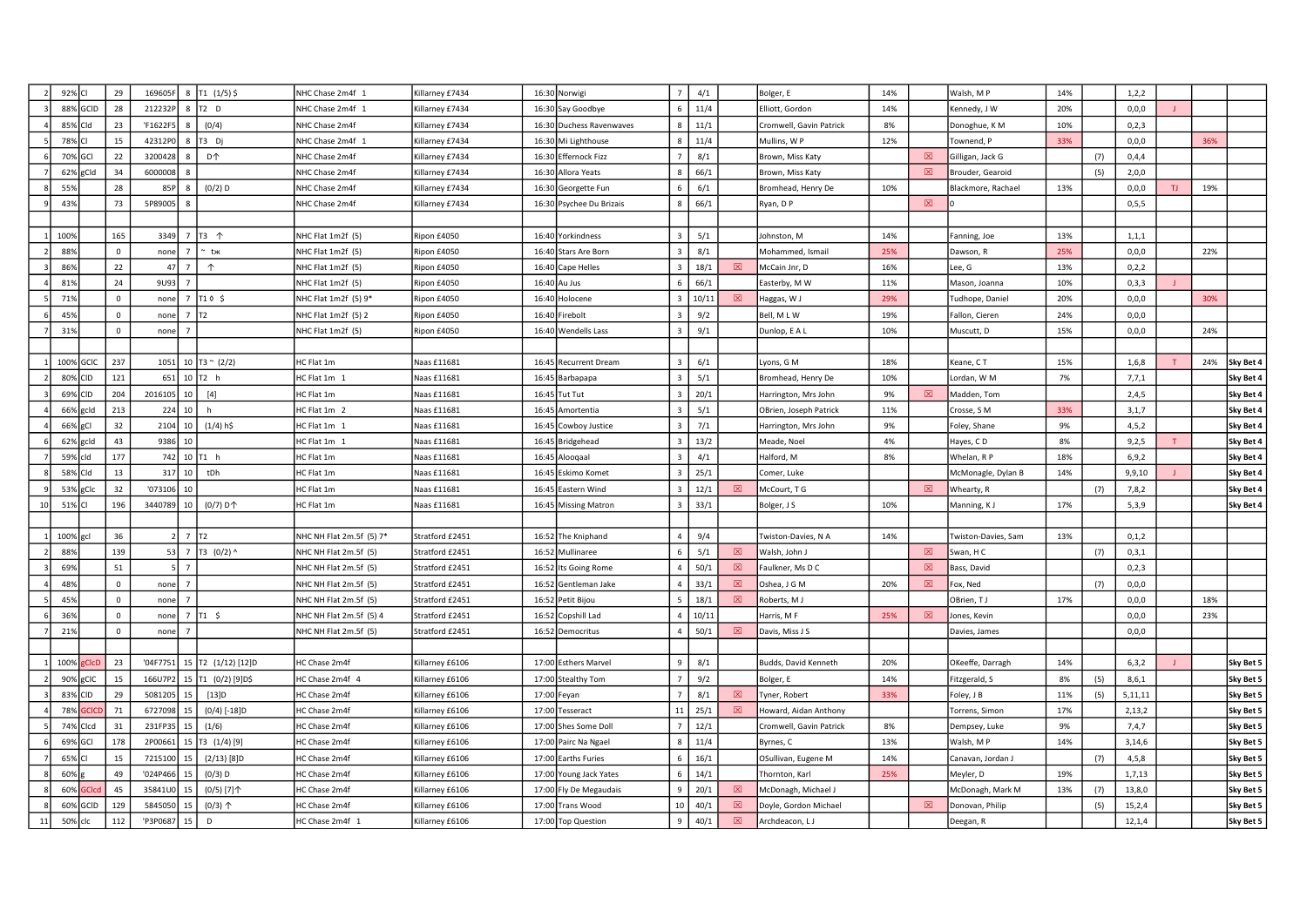| | | | | | | | | | | | | | | | | | | | | | | | |
|---|---|---|---|---|---|---|---|---|---|---|---|---|---|---|---|---|---|---|---|---|---|---|---|
| 2 | 92% | Cl | 29 | 169605F | 8 | T1 (1/5) $ | NHC Chase 2m4f 1 | Killarney £7434 | 16:30 | Norwigi | 7 | 4/1 | | Bolger, E | 14% | | Walsh, M P | 14% | | 1,2,2 | | | |
| 3 | 88% | GClD | 28 | 212232P | 8 | T2 D | NHC Chase 2m4f 1 | Killarney £7434 | 16:30 | Say Goodbye | 6 | 11/4 | | Elliott, Gordon | 14% | | Kennedy, J W | 20% | | 0,0,0 | J | | |
| 4 | 85% | Cld | 23 | 'F1622F5 | 8 | (0/4) | NHC Chase 2m4f | Killarney £7434 | 16:30 | Duchess Ravenwaves | 8 | 11/1 | | Cromwell, Gavin Patrick | 8% | | Donoghue, K M | 10% | | 0,2,3 | | | |
| 5 | 78% | Cl | 15 | 42312P0 | 8 | T3 Dj | NHC Chase 2m4f 1 | Killarney £7434 | 16:30 | Mi Lighthouse | 8 | 11/4 | | Mullins, W P | 12% | | Townend, P | 33% | | 0,0,0 | | 36% | |
| 6 | 70% | GCl | 22 | 3200428 | 8 | D↑ | NHC Chase 2m4f | Killarney £7434 | 16:30 | Effernock Fizz | 7 | 8/1 | | Brown, Miss Katy | | ☒ | Gilligan, Jack G | | (7) | 0,4,4 | | | |
| 7 | 62% | gCld | 34 | 6000008 | 8 | | NHC Chase 2m4f | Killarney £7434 | 16:30 | Allora Yeats | 8 | 66/1 | | Brown, Miss Katy | | ☒ | Brouder, Gearoid | | (5) | 2,0,0 | | | |
| 8 | 55% | | 28 | 85P | 8 | (0/2) D | NHC Chase 2m4f | Killarney £7434 | 16:30 | Georgette Fun | 6 | 6/1 | | Bromhead, Henry De | 10% | | Blackmore, Rachael | 13% | | 0,0,0 | TJ | 19% | |
| 9 | 43% | | 73 | 5P89005 | 8 | | NHC Chase 2m4f | Killarney £7434 | 16:30 | Psychee Du Brizais | 8 | 66/1 | | Ryan, D P | | ☒ | 0 | | | 0,5,5 | | | |
| | | | | | | | | | | | | | | | | | | | | | | | |
| 1 | 100% | | 165 | 3349 | 7 | T3 ↑ | NHC Flat 1m2f (5) | Ripon £4050 | 16:40 | Yorkindness | 3 | 5/1 | | Johnston, M | 14% | | Fanning, Joe | 13% | | 1,1,1 | | | |
| 2 | 88% | | 0 | none | 7 | ~ tж | NHC Flat 1m2f (5) | Ripon £4050 | 16:40 | Stars Are Born | 3 | 8/1 | | Mohammed, Ismail | 25% | | Dawson, R | 25% | | 0,0,0 | | 22% | |
| 3 | 86% | | 22 | 47 | 7 | ↑ | NHC Flat 1m2f (5) | Ripon £4050 | 16:40 | Cape Helles | 3 | 18/1 | ☒ | McCain Jnr, D | 16% | | Lee, G | 13% | | 0,2,2 | | | |
| 4 | 81% | | 24 | 9U93 | 7 | | NHC Flat 1m2f (5) | Ripon £4050 | 16:40 | Au Jus | 6 | 66/1 | | Easterby, M W | 11% | | Mason, Joanna | 10% | | 0,3,3 | J | | |
| 5 | 71% | | 0 | none | 7 | T1 ◊ $ | NHC Flat 1m2f (5) 9* | Ripon £4050 | 16:40 | Holocene | 3 | 10/11 | ☒ | Haggas, W J | 29% | | Tudhope, Daniel | 20% | | 0,0,0 | | 30% | |
| 6 | 45% | | 0 | none | 7 | T2 | NHC Flat 1m2f (5) 2 | Ripon £4050 | 16:40 | Firebolt | 3 | 9/2 | | Bell, M L W | 19% | | Fallon, Cieren | 24% | | 0,0,0 | | | |
| 7 | 31% | | 0 | none | 7 | | NHC Flat 1m2f (5) | Ripon £4050 | 16:40 | Wendells Lass | 3 | 9/1 | | Dunlop, E A L | 10% | | Muscutt, D | 15% | | 0,0,0 | | 24% | |
| | | | | | | | | | | | | | | | | | | | | | | | |
| 1 | 100% | GClC | 237 | 1051 | 10 | T3 ~ (2/2) | HC Flat 1m | Naas £11681 | 16:45 | Recurrent Dream | 3 | 6/1 | | Lyons, G M | 18% | | Keane, C T | 15% | | 1,6,8 | T | 24% | Sky Bet 4 |
| 2 | 80% | ClD | 121 | 651 | 10 | T2 h | HC Flat 1m 1 | Naas £11681 | 16:45 | Barbapapa | 3 | 5/1 | | Bromhead, Henry De | 10% | | Lordan, W M | 7% | | 7,7,1 | | | Sky Bet 4 |
| 3 | 69% | ClD | 204 | 2016105 | 10 | [4] | HC Flat 1m | Naas £11681 | 16:45 | Tut Tut | 3 | 20/1 | | Harrington, Mrs John | 9% | ☒ | Madden, Tom | | | 2,4,5 | | | Sky Bet 4 |
| 4 | 66% | gcld | 213 | 224 | 10 | h | HC Flat 1m 2 | Naas £11681 | 16:45 | Amortentia | 3 | 5/1 | | OBrien, Joseph Patrick | 11% | | Crosse, S M | 33% | | 3,1,7 | | | Sky Bet 4 |
| 4 | 66% | gCl | 32 | 2104 | 10 | (1/4) h$ | HC Flat 1m 1 | Naas £11681 | 16:45 | Cowboy Justice | 3 | 7/1 | | Harrington, Mrs John | 9% | | Foley, Shane | 9% | | 4,5,2 | | | Sky Bet 4 |
| 6 | 62% | gcld | 43 | 9386 | 10 | | HC Flat 1m 1 | Naas £11681 | 16:45 | Bridgehead | 3 | 13/2 | | Meade, Noel | 4% | | Hayes, C D | 8% | | 9,2,5 | T | | Sky Bet 4 |
| 7 | 59% | cld | 177 | 742 | 10 | T1 h | HC Flat 1m | Naas £11681 | 16:45 | Alooqaal | 3 | 4/1 | | Halford, M | 8% | | Whelan, R P | 18% | | 6,9,2 | | | Sky Bet 4 |
| 8 | 58% | Cld | 13 | 317 | 10 | tDh | HC Flat 1m | Naas £11681 | 16:45 | Eskimo Komet | 3 | 25/1 | | Comer, Luke | | | McMonagle, Dylan B | 14% | | 9,9,10 | J | | Sky Bet 4 |
| 9 | 53% | gClc | 32 | '073106 | 10 | | HC Flat 1m | Naas £11681 | 16:45 | Eastern Wind | 3 | 12/1 | ☒ | McCourt, T G | | ☒ | Whearty, R | | (7) | 7,8,2 | | | Sky Bet 4 |
| 10 | 51% | Cl | 196 | 3440789 | 10 | (0/7) D↑ | HC Flat 1m | Naas £11681 | 16:45 | Missing Matron | 3 | 33/1 | | Bolger, J S | 10% | | Manning, K J | 17% | | 5,3,9 | | | Sky Bet 4 |
| | | | | | | | | | | | | | | | | | | | | | | | |
| 1 | 100% | gcl | 36 | 2 | 7 | T2 | NHC NH Flat 2m.5f (5) 7* | Stratford £2451 | 16:52 | The Kniphand | 4 | 9/4 | | Twiston-Davies, N A | 14% | | Twiston-Davies, Sam | 13% | | 0,1,2 | | | |
| 2 | 88% | | 139 | 53 | 7 | T3 (0/2) ^ | NHC NH Flat 2m.5f (5) | Stratford £2451 | 16:52 | Mullinaree | 6 | 5/1 | ☒ | Walsh, John J | | ☒ | Swan, H C | | (7) | 0,3,1 | | | |
| 3 | 69% | | 51 | 5 | 7 | | NHC NH Flat 2m.5f (5) | Stratford £2451 | 16:52 | Its Going Rome | 4 | 50/1 | ☒ | Faulkner, Ms D C | | ☒ | Bass, David | | | 0,2,3 | | | |
| 4 | 48% | | 0 | none | 7 | | NHC NH Flat 2m.5f (5) | Stratford £2451 | 16:52 | Gentleman Jake | 4 | 33/1 | ☒ | Oshea, J G M | 20% | ☒ | Fox, Ned | | (7) | 0,0,0 | | | |
| 5 | 45% | | 0 | none | 7 | | NHC NH Flat 2m.5f (5) | Stratford £2451 | 16:52 | Petit Bijou | 5 | 18/1 | ☒ | Roberts, M J | | | OBrien, T J | 17% | | 0,0,0 | | 18% | |
| 6 | 36% | | 0 | none | 7 | T1 $ | NHC NH Flat 2m.5f (5) 4 | Stratford £2451 | 16:52 | Copshill Lad | 4 | 10/11 | | Harris, M F | 25% | ☒ | Jones, Kevin | | | 0,0,0 | | 23% | |
| 7 | 21% | | 0 | none | 7 | | NHC NH Flat 2m.5f (5) | Stratford £2451 | 16:52 | Democritus | 4 | 50/1 | ☒ | Davis, Miss J S | | | Davies, James | | | 0,0,0 | | | |
| | | | | | | | | | | | | | | | | | | | | | | | |
| 1 | 100% | gClcD | 23 | '04F7751 | 15 | T2 (1/12) [12]D | HC Chase 2m4f | Killarney £6106 | 17:00 | Esthers Marvel | 9 | 8/1 | | Budds, David Kenneth | 20% | | OKeeffe, Darragh | 14% | | 6,3,2 | J | | Sky Bet 5 |
| 2 | 90% | gClC | 15 | 166U7P2 | 15 | T1 (0/2) [9]D$ | HC Chase 2m4f 4 | Killarney £6106 | 17:00 | Stealthy Tom | 7 | 9/2 | | Bolger, E | 14% | | Fitzgerald, S | 8% | (5) | 8,6,1 | | | Sky Bet 5 |
| 3 | 83% | ClD | 29 | 5081205 | 15 | [13]D | HC Chase 2m4f | Killarney £6106 | 17:00 | Feyan | 7 | 8/1 | ☒ | Tyner, Robert | 33% | | Foley, J B | 11% | (5) | 5,11,11 | | | Sky Bet 5 |
| 4 | 78% | GClCD | 71 | 6727098 | 15 | (0/4) [-18]D | HC Chase 2m4f | Killarney £6106 | 17:00 | Tesseract | 11 | 25/1 | ☒ | Howard, Aidan Anthony | | | Torrens, Simon | 17% | | 2,13,2 | | | Sky Bet 5 |
| 5 | 74% | Clcd | 31 | 231FP35 | 15 | (1/6) | HC Chase 2m4f | Killarney £6106 | 17:00 | Shes Some Doll | 7 | 12/1 | | Cromwell, Gavin Patrick | 8% | | Dempsey, Luke | 9% | | 7,4,7 | | | Sky Bet 5 |
| 6 | 69% | GCl | 178 | 2P00661 | 15 | T3 (1/4) [9] | HC Chase 2m4f | Killarney £6106 | 17:00 | Pairc Na Ngael | 8 | 11/4 | | Byrnes, C | 13% | | Walsh, M P | 14% | | 3,14,6 | | | Sky Bet 5 |
| 7 | 65% | Cl | 15 | 7215100 | 15 | (2/13) [8]D | HC Chase 2m4f | Killarney £6106 | 17:00 | Earths Furies | 6 | 16/1 | | OSullivan, Eugene M | 14% | | Canavan, Jordan J | | (7) | 4,5,8 | | | Sky Bet 5 |
| 8 | 60% | g | 49 | '024P466 | 15 | (0/3) D | HC Chase 2m4f | Killarney £6106 | 17:00 | Young Jack Yates | 6 | 14/1 | | Thornton, Karl | 25% | | Meyler, D | 19% | | 1,7,13 | | | Sky Bet 5 |
| 8 | 60% | GClcd | 45 | 35841U0 | 15 | (0/5) [7]↑ | HC Chase 2m4f | Killarney £6106 | 17:00 | Fly De Megaudais | 9 | 20/1 | ☒ | McDonagh, Michael J | | | McDonagh, Mark M | 13% | (7) | 13,8,0 | | | Sky Bet 5 |
| 8 | 60% | GClD | 129 | 5845050 | 15 | (0/3) ↑ | HC Chase 2m4f | Killarney £6106 | 17:00 | Trans Wood | 10 | 40/1 | ☒ | Doyle, Gordon Michael | | ☒ | Donovan, Philip | | (5) | 15,2,4 | | | Sky Bet 5 |
| 11 | 50% | clc | 112 | 'P3P0687 | 15 | D | HC Chase 2m4f 1 | Killarney £6106 | 17:00 | Top Question | 9 | 40/1 | ☒ | Archdeacon, L J | | | Deegan, R | | | 12,1,4 | | | Sky Bet 5 |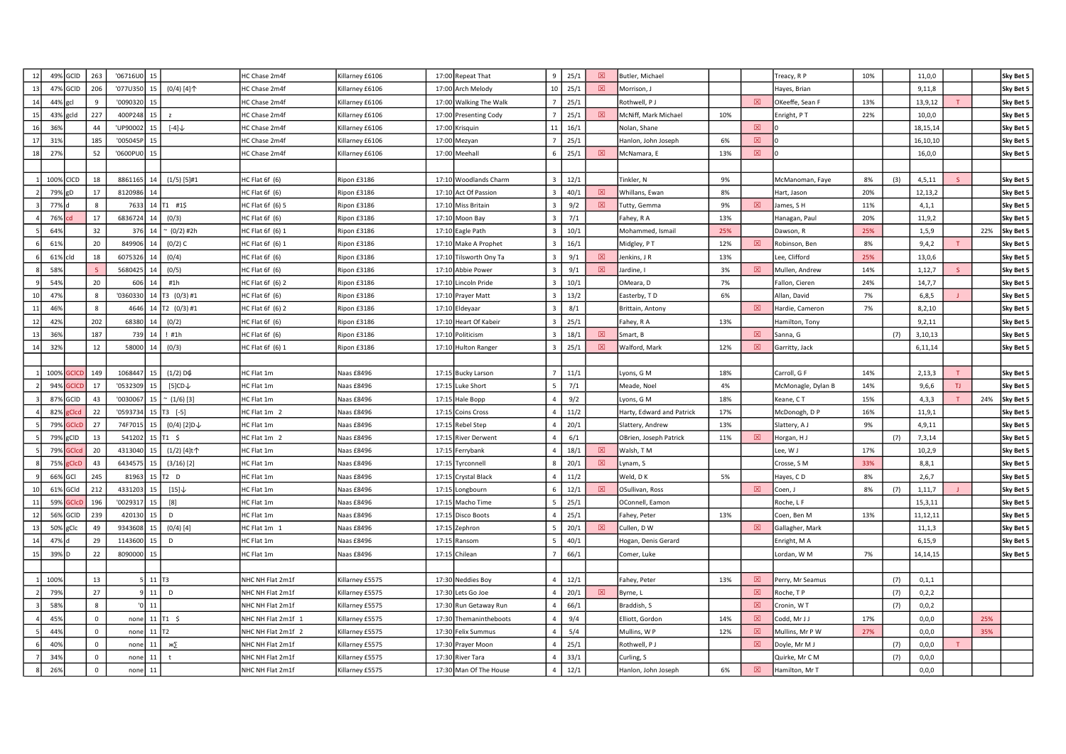| | | | | | | | | | | | | | | | | | | | | | | | |
|---|---|---|---|---|---|---|---|---|---|---|---|---|---|---|---|---|---|---|---|---|---|---|---|
| 12 | 49% | GClD | 263 | '06716U0 | 15 | | HC Chase 2m4f | Killarney £6106 | 17:00 | Repeat That | 9 | 25/1 | ☒ | Butler, Michael | | | Treacy, R P | 10% | | 11,0,0 | | | Sky Bet 5 |
| 13 | 47% | GClD | 206 | '077U350 | 15 | (0/4) [4]↑ | HC Chase 2m4f | Killarney £6106 | 17:00 | Arch Melody | 10 | 25/1 | ☒ | Morrison, J | | | Hayes, Brian | | | 9,11,8 | | | Sky Bet 5 |
| 14 | 44% | gcl | 9 | '0090320 | 15 | | HC Chase 2m4f | Killarney £6106 | 17:00 | Walking The Walk | 7 | 25/1 | | Rothwell, P J | | ☒ | OKeeffe, Sean F | 13% | | 13,9,12 | T | | Sky Bet 5 |
| 15 | 43% | gcld | 227 | 400P248 | 15 | z | HC Chase 2m4f | Killarney £6106 | 17:00 | Presenting Cody | 7 | 25/1 | ☒ | McNiff, Mark Michael | 10% | | Enright, P T | 22% | | 10,0,0 | | | Sky Bet 5 |
| 16 | 36% | | 44 | 'UP90002 | 15 | [-4]↓ | HC Chase 2m4f | Killarney £6106 | 17:00 | Krisquin | 11 | 16/1 | | Nolan, Shane | | ☒ | 0 | | | 18,15,14 | | | Sky Bet 5 |
| 17 | 31% | | 185 | '005045P | 15 | | HC Chase 2m4f | Killarney £6106 | 17:00 | Mezyan | 7 | 25/1 | | Hanlon, John Joseph | 6% | ☒ | 0 | | | 16,10,10 | | | Sky Bet 5 |
| 18 | 27% | | 52 | '0600PU0 | 15 | | HC Chase 2m4f | Killarney £6106 | 17:00 | Meehall | 6 | 25/1 | ☒ | McNamara, E | 13% | ☒ | 0 | | | 16,0,0 | | | Sky Bet 5 |
| | | | | | | | | | | | | | | | | | | | | | | | |
| 1 | 100% | ClCD | 18 | 8861165 | 14 | (1/5) [5]#1 | HC Flat 6f (6) | Ripon £3186 | 17:10 | Woodlands Charm | 3 | 12/1 | | Tinkler, N | 9% | | McManoman, Faye | 8% | (3) | 4,5,11 | S | | Sky Bet 5 |
| 2 | 79% | gD | 17 | 8120986 | 14 | | HC Flat 6f (6) | Ripon £3186 | 17:10 | Act Of Passion | 3 | 40/1 | ☒ | Whillans, Ewan | 8% | | Hart, Jason | 20% | | 12,13,2 | | | Sky Bet 5 |
| 3 | 77% | d | 8 | 7633 | 14 | T1 #1$ | HC Flat 6f (6) 5 | Ripon £3186 | 17:10 | Miss Britain | 3 | 9/2 | ☒ | Tutty, Gemma | 9% | ☒ | James, S H | 11% | | 4,1,1 | | | Sky Bet 5 |
| 4 | 76% | cd | 17 | 6836724 | 14 | (0/3) | HC Flat 6f (6) | Ripon £3186 | 17:10 | Moon Bay | 3 | 7/1 | | Fahey, R A | 13% | | Hanagan, Paul | 20% | | 11,9,2 | | | Sky Bet 5 |
| 5 | 64% | | 32 | 376 | 14 | ~ (0/2) #2h | HC Flat 6f (6) 1 | Ripon £3186 | 17:10 | Eagle Path | 3 | 10/1 | | Mohammed, Ismail | 25% | | Dawson, R | 25% | | 1,5,9 | | 22% | Sky Bet 5 |
| 6 | 61% | | 20 | 849906 | 14 | (0/2) C | HC Flat 6f (6) 1 | Ripon £3186 | 17:10 | Make A Prophet | 3 | 16/1 | | Midgley, P T | 12% | ☒ | Robinson, Ben | 8% | | 9,4,2 | T | | Sky Bet 5 |
| 6 | 61% | cld | 18 | 6075326 | 14 | (0/4) | HC Flat 6f (6) | Ripon £3186 | 17:10 | Tilsworth Ony Ta | 3 | 9/1 | ☒ | Jenkins, J R | 13% | | Lee, Clifford | 25% | | 13,0,6 | | | Sky Bet 5 |
| 8 | 58% | | 5 | 5680425 | 14 | (0/5) | HC Flat 6f (6) | Ripon £3186 | 17:10 | Abbie Power | 3 | 9/1 | ☒ | Jardine, I | 3% | ☒ | Mullen, Andrew | 14% | | 1,12,7 | S | | Sky Bet 5 |
| 9 | 54% | | 20 | 606 | 14 | #1h | HC Flat 6f (6) 2 | Ripon £3186 | 17:10 | Lincoln Pride | 3 | 10/1 | | OMeara, D | 7% | | Fallon, Cieren | 24% | | 14,7,7 | | | Sky Bet 5 |
| 10 | 47% | | 8 | '0360330 | 14 | T3 (0/3) #1 | HC Flat 6f (6) | Ripon £3186 | 17:10 | Prayer Matt | 3 | 13/2 | | Easterby, T D | 6% | | Allan, David | 7% | | 6,8,5 | J | | Sky Bet 5 |
| 11 | 46% | | 8 | 4646 | 14 | T2 (0/3) #1 | HC Flat 6f (6) 2 | Ripon £3186 | 17:10 | Eldeyaar | 3 | 8/1 | | Brittain, Antony | | ☒ | Hardie, Cameron | 7% | | 8,2,10 | | | Sky Bet 5 |
| 12 | 42% | | 202 | 68380 | 14 | (0/2) | HC Flat 6f (6) | Ripon £3186 | 17:10 | Heart Of Kabeir | 3 | 25/1 | | Fahey, R A | 13% | | Hamilton, Tony | | | 9,2,11 | | | Sky Bet 5 |
| 13 | 36% | | 187 | 739 | 14 | ! #1h | HC Flat 6f (6) | Ripon £3186 | 17:10 | Politicism | 3 | 18/1 | ☒ | Smart, B | | ☒ | Sanna, G | | (7) | 3,10,13 | | | Sky Bet 5 |
| 14 | 32% | | 12 | 58000 | 14 | (0/3) | HC Flat 6f (6) 1 | Ripon £3186 | 17:10 | Hulton Ranger | 3 | 25/1 | ☒ | Walford, Mark | 12% | ☒ | Garritty, Jack | | | 6,11,14 | | | Sky Bet 5 |
| | | | | | | | | | | | | | | | | | | | | | | | |
| 1 | 100% | GClCD | 149 | 1068447 | 15 | (1/2) D₲ | HC Flat 1m | Naas £8496 | 17:15 | Bucky Larson | 7 | 11/1 | | Lyons, G M | 18% | | Carroll, G F | 14% | | 2,13,3 | T | | Sky Bet 5 |
| 2 | 94% | GClCD | 17 | '0532309 | 15 | [5]CD↓ | HC Flat 1m | Naas £8496 | 17:15 | Luke Short | 5 | 7/1 | | Meade, Noel | 4% | | McMonagle, Dylan B | 14% | | 9,6,6 | TJ | | Sky Bet 5 |
| 3 | 87% | GClD | 43 | '0030067 | 15 | ~ (1/6) [3] | HC Flat 1m | Naas £8496 | 17:15 | Hale Bopp | 4 | 9/2 | | Lyons, G M | 18% | | Keane, C T | 15% | | 4,3,3 | T | 24% | Sky Bet 5 |
| 4 | 82% | gClcd | 22 | '0593734 | 15 | T3 [-5] | HC Flat 1m 2 | Naas £8496 | 17:15 | Coins Cross | 4 | 11/2 | | Harty, Edward and Patrick | 17% | | McDonogh, D P | 16% | | 11,9,1 | | | Sky Bet 5 |
| 5 | 79% | GClcD | 27 | 74F7015 | 15 | (0/4) [2]D↓ | HC Flat 1m | Naas £8496 | 17:15 | Rebel Step | 4 | 20/1 | | Slattery, Andrew | 13% | | Slattery, A J | 9% | | 4,9,11 | | | Sky Bet 5 |
| 5 | 79% | gClD | 13 | 541202 | 15 | T1 $ | HC Flat 1m 2 | Naas £8496 | 17:15 | River Derwent | 4 | 6/1 | | OBrien, Joseph Patrick | 11% | ☒ | Horgan, H J | | (7) | 7,3,14 | | | Sky Bet 5 |
| 5 | 79% | GClcd | 20 | 4313040 | 15 | (1/2) [4]t↑ | HC Flat 1m | Naas £8496 | 17:15 | Ferrybank | 4 | 18/1 | ☒ | Walsh, T M | | | Lee, W J | 17% | | 10,2,9 | | | Sky Bet 5 |
| 8 | 75% | gClcD | 43 | 6434575 | 15 | (3/16) [2] | HC Flat 1m | Naas £8496 | 17:15 | Tyrconnell | 8 | 20/1 | ☒ | Lynam, S | | | Crosse, S M | 33% | | 8,8,1 | | | Sky Bet 5 |
| 9 | 66% | GCl | 245 | 81963 | 15 | T2 D | HC Flat 1m | Naas £8496 | 17:15 | Crystal Black | 4 | 11/2 | | Weld, D K | 5% | | Hayes, C D | 8% | | 2,6,7 | | | Sky Bet 5 |
| 10 | 61% | GCld | 212 | 4331203 | 15 | [15]↓ | HC Flat 1m | Naas £8496 | 17:15 | Longbourn | 6 | 12/1 | ☒ | OSullivan, Ross | | ☒ | Coen, J | 8% | (7) | 1,11,7 | J | | Sky Bet 5 |
| 11 | 59% | GClcD | 196 | '0029317 | 15 | [8] | HC Flat 1m | Naas £8496 | 17:15 | Macho Time | 5 | 25/1 | | OConnell, Eamon | | | Roche, L F | | | 15,3,11 | | | Sky Bet 5 |
| 12 | 56% | GClD | 239 | 420130 | 15 | D | HC Flat 1m | Naas £8496 | 17:15 | Disco Boots | 4 | 25/1 | | Fahey, Peter | 13% | | Coen, Ben M | 13% | | 11,12,11 | | | Sky Bet 5 |
| 13 | 50% | gClc | 49 | 9343608 | 15 | (0/4) [4] | HC Flat 1m 1 | Naas £8496 | 17:15 | Zephron | 5 | 20/1 | ☒ | Cullen, D W | | ☒ | Gallagher, Mark | | | 11,1,3 | | | Sky Bet 5 |
| 14 | 47% | d | 29 | 1143600 | 15 | D | HC Flat 1m | Naas £8496 | 17:15 | Ransom | 5 | 40/1 | | Hogan, Denis Gerard | | | Enright, M A | | | 6,15,9 | | | Sky Bet 5 |
| 15 | 39% | D | 22 | 8090000 | 15 | | HC Flat 1m | Naas £8496 | 17:15 | Chilean | 7 | 66/1 | | Comer, Luke | | | Lordan, W M | 7% | | 14,14,15 | | | Sky Bet 5 |
| | | | | | | | | | | | | | | | | | | | | | | | |
| 1 | 100% | | 13 | 5 | 11 | T3 | NHC NH Flat 2m1f | Killarney £5575 | 17:30 | Neddies Boy | 4 | 12/1 | | Fahey, Peter | 13% | ☒ | Perry, Mr Seamus | | (7) | 0,1,1 | | | |
| 2 | 79% | | 27 | 9 | 11 | D | NHC NH Flat 2m1f | Killarney £5575 | 17:30 | Lets Go Joe | 4 | 20/1 | ☒ | Byrne, L | | ☒ | Roche, T P | | (7) | 0,2,2 | | | |
| 3 | 58% | | 8 | '0 | 11 | | NHC NH Flat 2m1f | Killarney £5575 | 17:30 | Run Getaway Run | 4 | 66/1 | | Braddish, S | | ☒ | Cronin, W T | | (7) | 0,0,2 | | | |
| 4 | 45% | | 0 | none | 11 | T1 $ | NHC NH Flat 2m1f 1 | Killarney £5575 | 17:30 | Themanintheboots | 4 | 9/4 | | Elliott, Gordon | 14% | ☒ | Codd, Mr J J | 17% | | 0,0,0 | | 25% | |
| 5 | 44% | | 0 | none | 11 | T2 | NHC NH Flat 2m1f 2 | Killarney £5575 | 17:30 | Felix Summus | 4 | 5/4 | | Mullins, W P | 12% | ☒ | Mullins, Mr P W | 27% | | 0,0,0 | | 35% | |
| 6 | 40% | | 0 | none | 11 | ӿ∑ | NHC NH Flat 2m1f | Killarney £5575 | 17:30 | Prayer Moon | 4 | 25/1 | | Rothwell, P J | | ☒ | Doyle, Mr M J | | (7) | 0,0,0 | T | | |
| 7 | 34% | | 0 | none | 11 | t | NHC NH Flat 2m1f | Killarney £5575 | 17:30 | River Tara | 4 | 33/1 | | Curling, S | | | Quirke, Mr C M | | (7) | 0,0,0 | | | |
| 8 | 26% | | 0 | none | 11 | | NHC NH Flat 2m1f | Killarney £5575 | 17:30 | Man Of The House | 4 | 12/1 | | Hanlon, John Joseph | 6% | ☒ | Hamilton, Mr T | | | 0,0,0 | | | |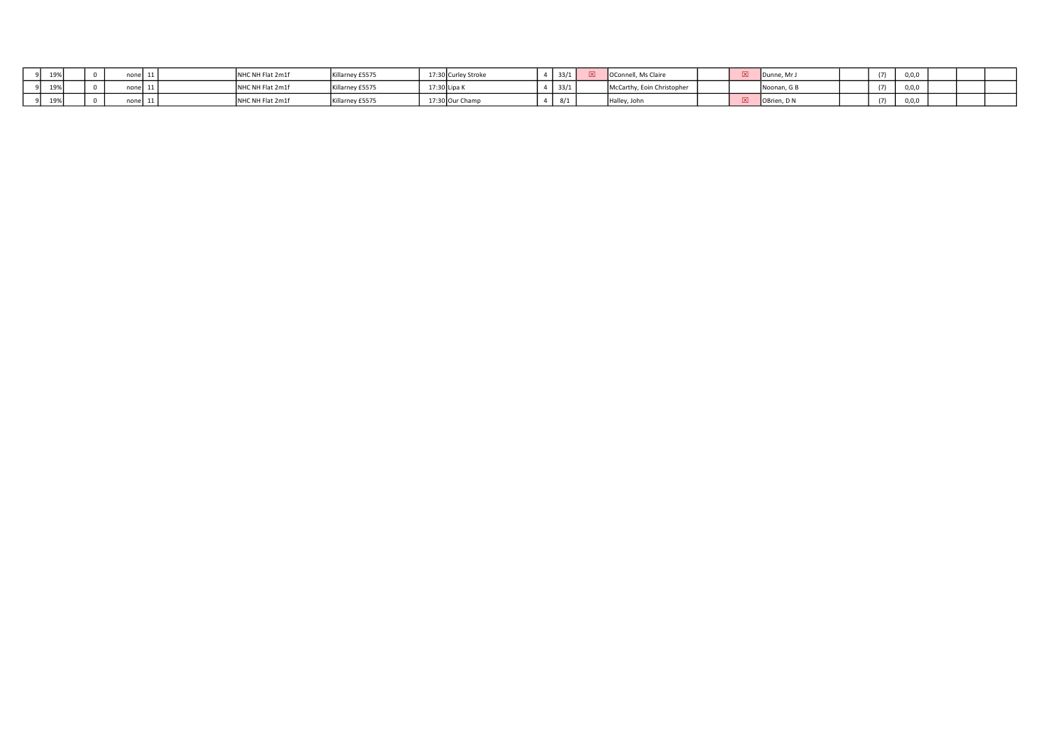| | | | | | | | | | | | | | | | | | | | | | | |
|---|---|---|---|---|---|---|---|---|---|---|---|---|---|---|---|---|---|---|---|---|---|---|
| 9 | 19% | | 0 | none | 11 | | NHC NH Flat 2m1f | Killarney £5575 | 17:30 | Curley Stroke | 4 | 33/1 | ☒ | OConnell, Ms Claire | | ☒ | Dunne, Mr J | | (7) | 0,0,0 | | |
| 9 | 19% | | 0 | none | 11 | | NHC NH Flat 2m1f | Killarney £5575 | 17:30 | Lipa K | 4 | 33/1 | | McCarthy, Eoin Christopher | | | Noonan, G B | | (7) | 0,0,0 | | |
| 9 | 19% | | 0 | none | 11 | | NHC NH Flat 2m1f | Killarney £5575 | 17:30 | Our Champ | 4 | 8/1 | | Halley, John | | ☒ | OBrien, D N | | (7) | 0,0,0 | | |